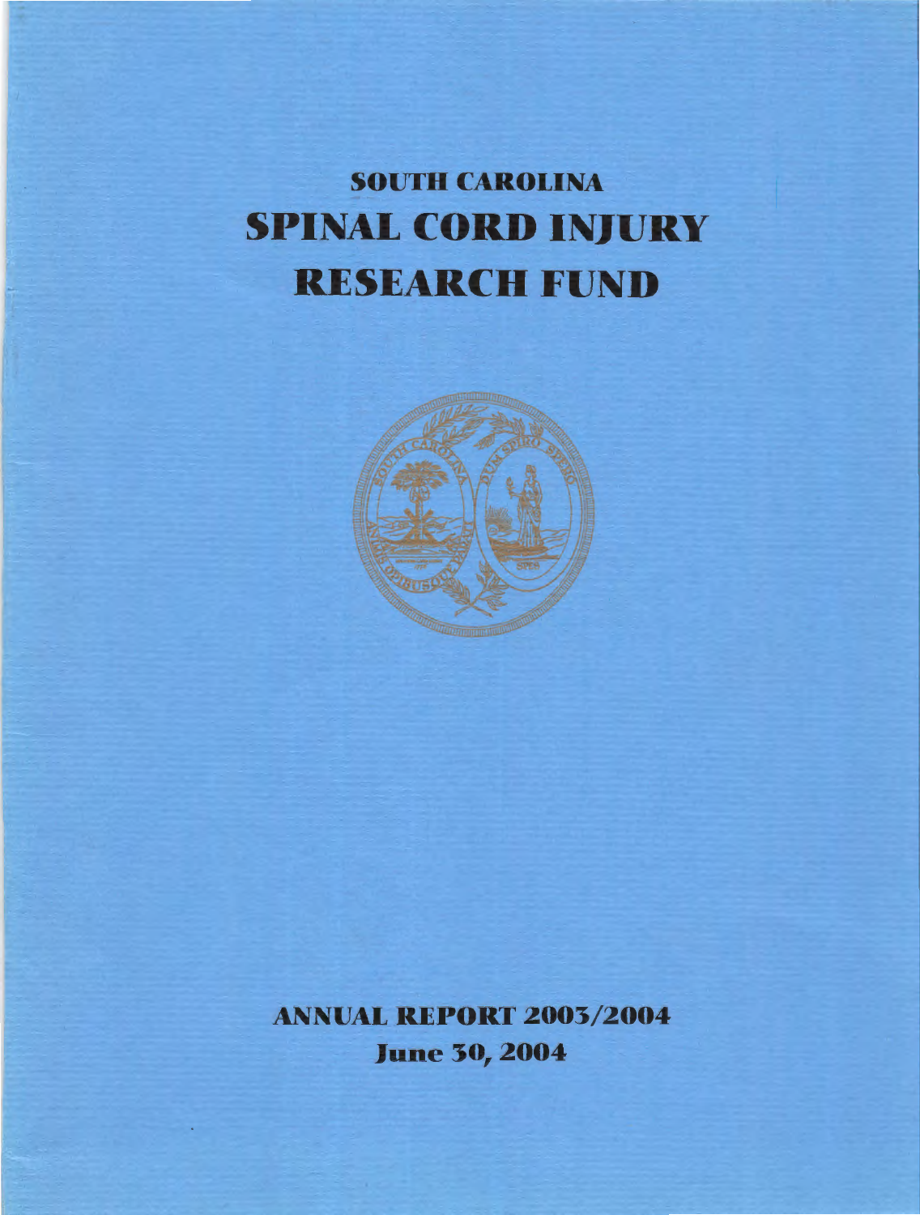# SOUTH CAROLINA
# SPINAL CORD INJURY RESEARCH FUND

## ANNUAL REPORT 2003/2004
## June 30, 2004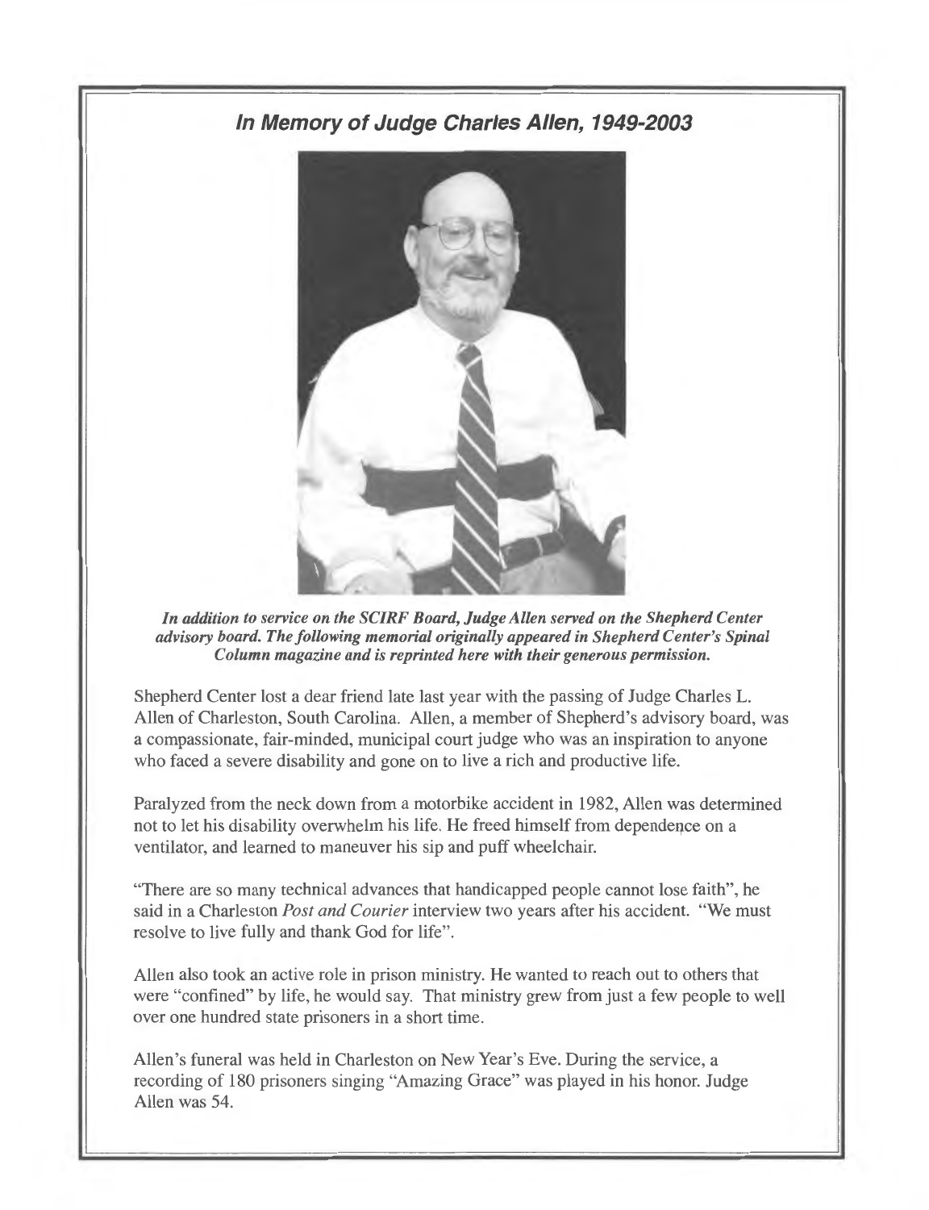## *In Memory of Judge Charles Allen, 1949-2003*

***In addition to service on the SCIRF Board, Judge Allen served on the Shepherd Center advisory board. The following memorial originally appeared in Shepherd Center's Spinal Column magazine and is reprinted here with their generous permission.***

Shepherd Center lost a dear friend late last year with the passing of Judge Charles L. Allen of Charleston, South Carolina. Allen, a member of Shepherd's advisory board, was a compassionate, fair-minded, municipal court judge who was an inspiration to anyone who faced a severe disability and gone on to live a rich and productive life.

Paralyzed from the neck down from a motorbike accident in 1982, Allen was determined not to let his disability overwhelm his life. He freed himself from dependence on a ventilator, and learned to maneuver his sip and puff wheelchair.

"There are so many technical advances that handicapped people cannot lose faith", he said in a Charleston *Post and Courier* interview two years after his accident. "We must resolve to live fully and thank God for life".

Allen also took an active role in prison ministry. He wanted to reach out to others that were "confined" by life, he would say. That ministry grew from just a few people to well over one hundred state prisoners in a short time.

Allen's funeral was held in Charleston on New Year's Eve. During the service, a recording of 180 prisoners singing "Amazing Grace" was played in his honor. Judge Allen was 54.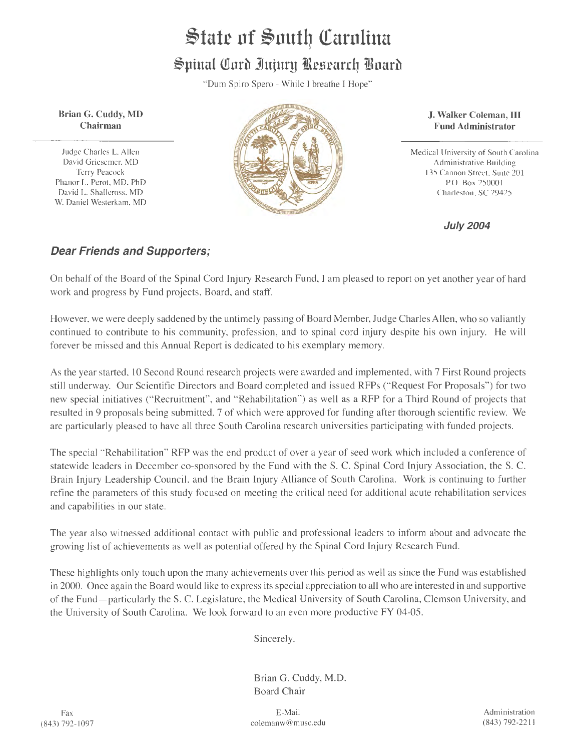# State of South Carolina

## Spinal Cord Injury Research Board

"Dum Spiro Spero - While I breathe I Hope"

**Brian G. Cuddy, MD**
**Chairman**

Judge Charles L. Allen
David Griesemer, MD
Terry Peacock
Phanor L. Perot, MD, PhD
David L. Shallcross, MD
W. Daniel Westerkam, MD

**J. Walker Coleman, III**
**Fund Administrator**

Medical University of South Carolina
Administrative Building
135 Cannon Street, Suite 201
P.O. Box 250001
Charleston, SC 29425

***July 2004***

***Dear Friends and Supporters;***

On behalf of the Board of the Spinal Cord Injury Research Fund, I am pleased to report on yet another year of hard work and progress by Fund projects, Board, and staff.

However, we were deeply saddened by the untimely passing of Board Member, Judge Charles Allen, who so valiantly continued to contribute to his community, profession, and to spinal cord injury despite his own injury. He will forever be missed and this Annual Report is dedicated to his exemplary memory.

As the year started, 10 Second Round research projects were awarded and implemented, with 7 First Round projects still underway. Our Scientific Directors and Board completed and issued RFPs ("Request For Proposals") for two new special initiatives ("Recruitment", and "Rehabilitation") as well as a RFP for a Third Round of projects that resulted in 9 proposals being submitted, 7 of which were approved for funding after thorough scientific review. We are particularly pleased to have all three South Carolina research universities participating with funded projects.

The special "Rehabilitation" RFP was the end product of over a year of seed work which included a conference of statewide leaders in December co-sponsored by the Fund with the S. C. Spinal Cord Injury Association, the S. C. Brain Injury Leadership Council, and the Brain Injury Alliance of South Carolina. Work is continuing to further refine the parameters of this study focused on meeting the critical need for additional acute rehabilitation services and capabilities in our state.

The year also witnessed additional contact with public and professional leaders to inform about and advocate the growing list of achievements as well as potential offered by the Spinal Cord Injury Research Fund.

These highlights only touch upon the many achievements over this period as well as since the Fund was established in 2000. Once again the Board would like to express its special appreciation to all who are interested in and supportive of the Fund—particularly the S. C. Legislature, the Medical University of South Carolina, Clemson University, and the University of South Carolina. We look forward to an even more productive FY 04-05.

Sincerely,

Brian G. Cuddy, M.D.
Board Chair

Fax (843) 792-1097 | E-Mail colemanw@musc.edu | Administration (843) 792-2211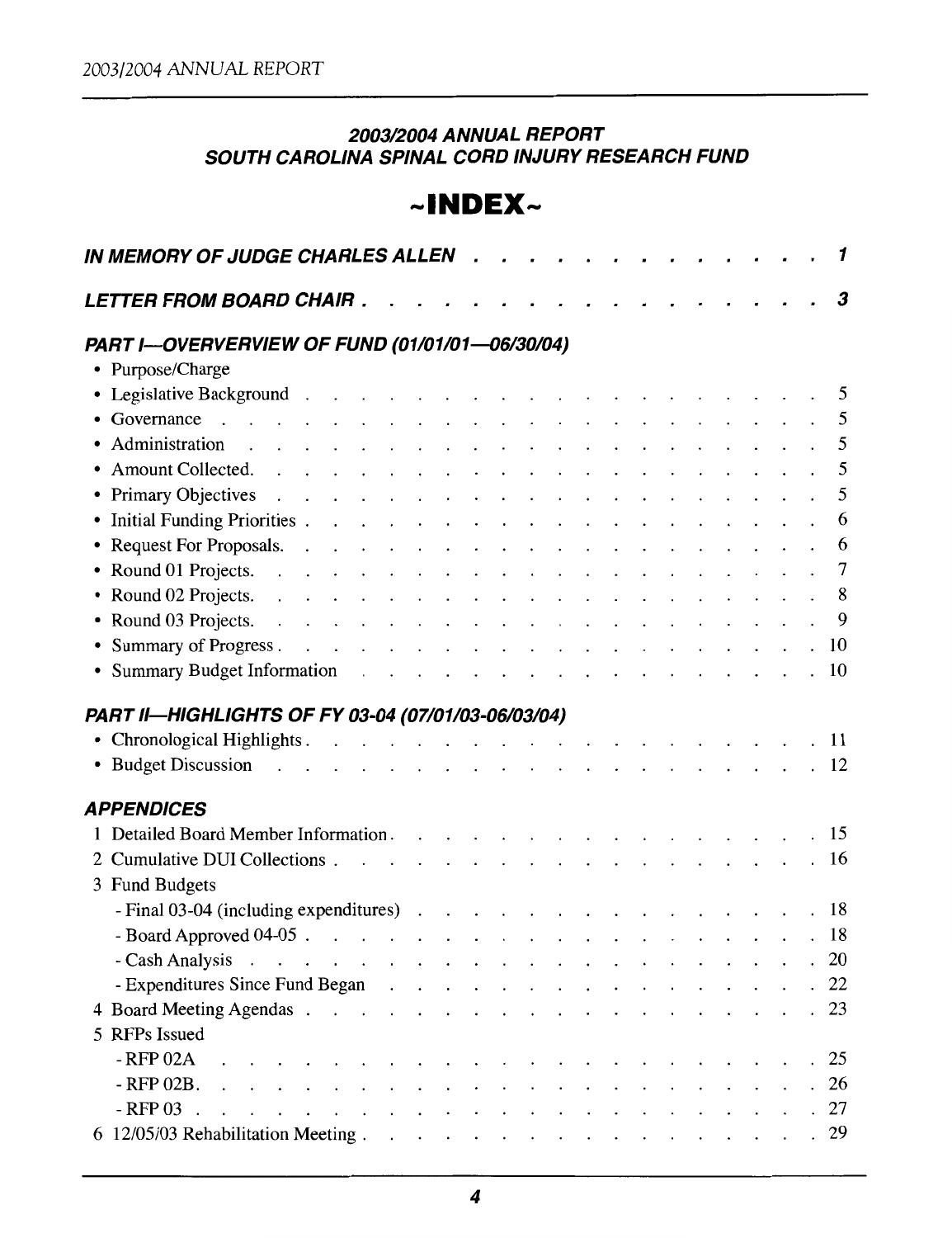## 2003/2004 ANNUAL REPORT
## SOUTH CAROLINA SPINAL CORD INJURY RESEARCH FUND

# ~INDEX~

***IN MEMORY OF JUDGE CHARLES ALLEN*** . . . . . . . . . . . . . . 1

***LETTER FROM BOARD CHAIR*** . . . . . . . . . . . . . . . . . . 3

***PART I—OVERVERVIEW OF FUND (01/01/01—06/30/04)***

- Purpose/Charge
- Legislative Background . . . . . . . . . . . . . . . . . . . . 5
- Governance . . . . . . . . . . . . . . . . . . . . . . . . . 5
- Administration . . . . . . . . . . . . . . . . . . . . . . . 5
- Amount Collected. . . . . . . . . . . . . . . . . . . . . . . 5
- Primary Objectives . . . . . . . . . . . . . . . . . . . . . . 5
- Initial Funding Priorities . . . . . . . . . . . . . . . . . . . 6
- Request For Proposals. . . . . . . . . . . . . . . . . . . . . 6
- Round 01 Projects. . . . . . . . . . . . . . . . . . . . . . . 7
- Round 02 Projects. . . . . . . . . . . . . . . . . . . . . . . 8
- Round 03 Projects. . . . . . . . . . . . . . . . . . . . . . . 9
- Summary of Progress . . . . . . . . . . . . . . . . . . . . . 10
- Summary Budget Information . . . . . . . . . . . . . . . . . 10

***PART II—HIGHLIGHTS OF FY 03-04 (07/01/03-06/03/04)***

- Chronological Highlights . . . . . . . . . . . . . . . . . . . 11
- Budget Discussion . . . . . . . . . . . . . . . . . . . . . . 12

***APPENDICES***

1 Detailed Board Member Information . . . . . . . . . . . . . . . 15
2 Cumulative DUI Collections . . . . . . . . . . . . . . . . . . 16
3 Fund Budgets
  - Final 03-04 (including expenditures) . . . . . . . . . . . . 18
  - Board Approved 04-05 . . . . . . . . . . . . . . . . . . . 18
  - Cash Analysis . . . . . . . . . . . . . . . . . . . . . . . 20
  - Expenditures Since Fund Began . . . . . . . . . . . . . . . 22
4 Board Meeting Agendas . . . . . . . . . . . . . . . . . . . . 23
5 RFPs Issued
  - RFP 02A . . . . . . . . . . . . . . . . . . . . . . . . . 25
  - RFP 02B. . . . . . . . . . . . . . . . . . . . . . . . . . 26
  - RFP 03 . . . . . . . . . . . . . . . . . . . . . . . . . . 27
6 12/05/03 Rehabilitation Meeting . . . . . . . . . . . . . . . . 29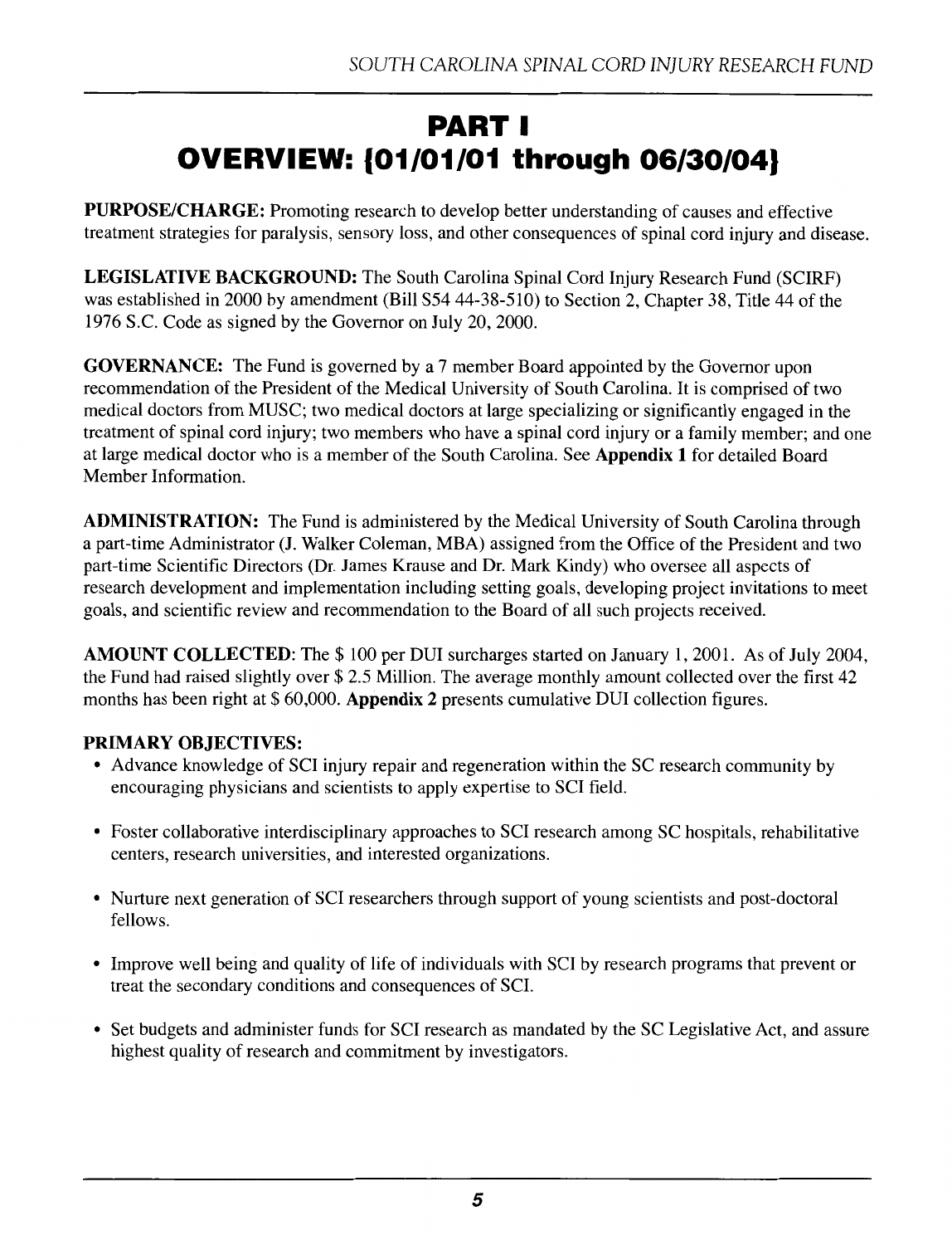# PART I
# OVERVIEW: {01/01/01 through 06/30/04}

**PURPOSE/CHARGE:** Promoting research to develop better understanding of causes and effective treatment strategies for paralysis, sensory loss, and other consequences of spinal cord injury and disease.

**LEGISLATIVE BACKGROUND:** The South Carolina Spinal Cord Injury Research Fund (SCIRF) was established in 2000 by amendment (Bill S54 44-38-510) to Section 2, Chapter 38, Title 44 of the 1976 S.C. Code as signed by the Governor on July 20, 2000.

**GOVERNANCE:** The Fund is governed by a 7 member Board appointed by the Governor upon recommendation of the President of the Medical University of South Carolina. It is comprised of two medical doctors from MUSC; two medical doctors at large specializing or significantly engaged in the treatment of spinal cord injury; two members who have a spinal cord injury or a family member; and one at large medical doctor who is a member of the South Carolina. See **Appendix 1** for detailed Board Member Information.

**ADMINISTRATION:** The Fund is administered by the Medical University of South Carolina through a part-time Administrator (J. Walker Coleman, MBA) assigned from the Office of the President and two part-time Scientific Directors (Dr. James Krause and Dr. Mark Kindy) who oversee all aspects of research development and implementation including setting goals, developing project invitations to meet goals, and scientific review and recommendation to the Board of all such projects received.

**AMOUNT COLLECTED:** The $ 100 per DUI surcharges started on January 1, 2001. As of July 2004, the Fund had raised slightly over $ 2.5 Million. The average monthly amount collected over the first 42 months has been right at $ 60,000. **Appendix 2** presents cumulative DUI collection figures.

**PRIMARY OBJECTIVES:**

- Advance knowledge of SCI injury repair and regeneration within the SC research community by encouraging physicians and scientists to apply expertise to SCI field.
- Foster collaborative interdisciplinary approaches to SCI research among SC hospitals, rehabilitative centers, research universities, and interested organizations.
- Nurture next generation of SCI researchers through support of young scientists and post-doctoral fellows.
- Improve well being and quality of life of individuals with SCI by research programs that prevent or treat the secondary conditions and consequences of SCI.
- Set budgets and administer funds for SCI research as mandated by the SC Legislative Act, and assure highest quality of research and commitment by investigators.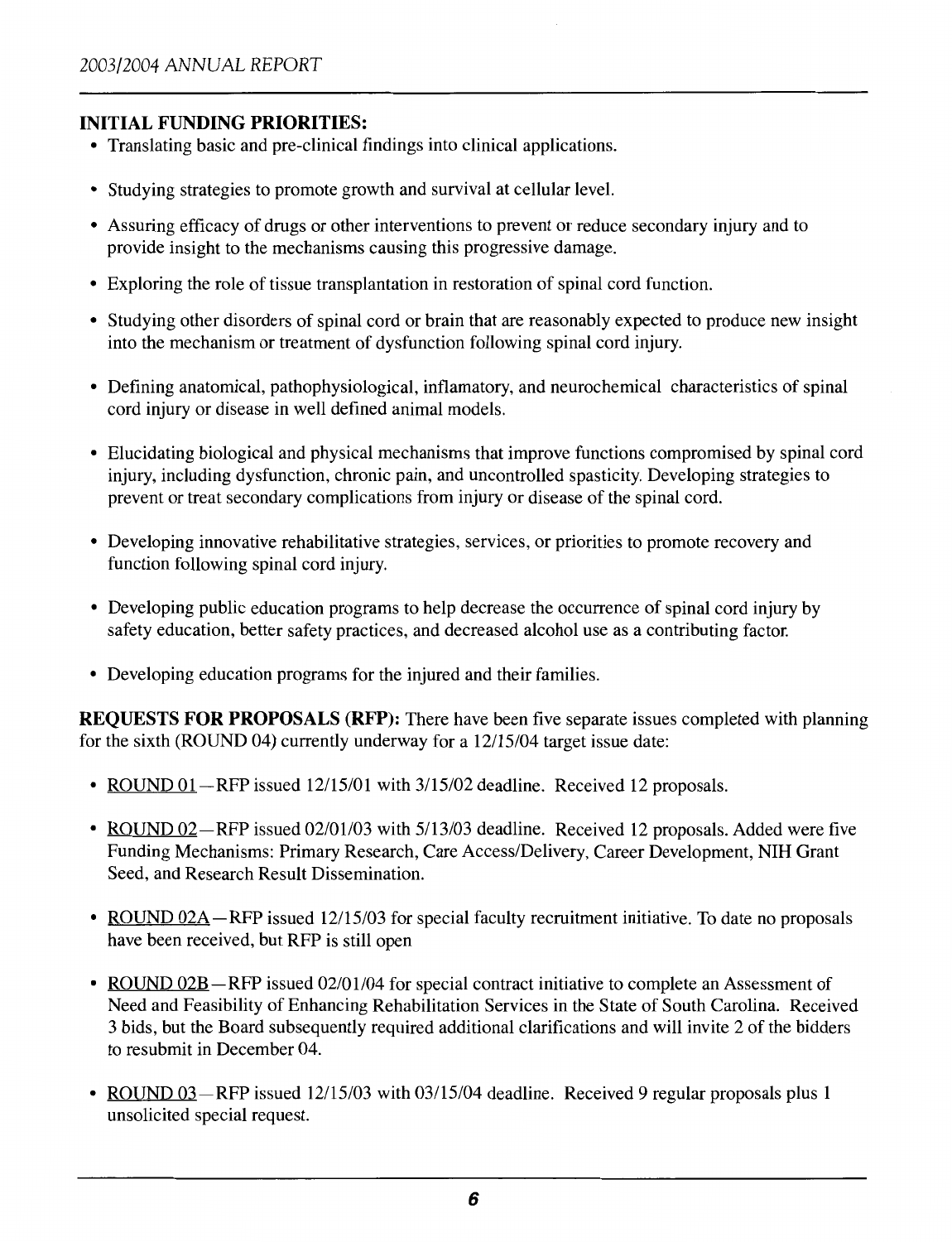**INITIAL FUNDING PRIORITIES:**

- Translating basic and pre-clinical findings into clinical applications.
- Studying strategies to promote growth and survival at cellular level.
- Assuring efficacy of drugs or other interventions to prevent or reduce secondary injury and to provide insight to the mechanisms causing this progressive damage.
- Exploring the role of tissue transplantation in restoration of spinal cord function.
- Studying other disorders of spinal cord or brain that are reasonably expected to produce new insight into the mechanism or treatment of dysfunction following spinal cord injury.
- Defining anatomical, pathophysiological, inflamatory, and neurochemical characteristics of spinal cord injury or disease in well defined animal models.
- Elucidating biological and physical mechanisms that improve functions compromised by spinal cord injury, including dysfunction, chronic pain, and uncontrolled spasticity. Developing strategies to prevent or treat secondary complications from injury or disease of the spinal cord.
- Developing innovative rehabilitative strategies, services, or priorities to promote recovery and function following spinal cord injury.
- Developing public education programs to help decrease the occurrence of spinal cord injury by safety education, better safety practices, and decreased alcohol use as a contributing factor.
- Developing education programs for the injured and their families.

**REQUESTS FOR PROPOSALS (RFP):** There have been five separate issues completed with planning for the sixth (ROUND 04) currently underway for a 12/15/04 target issue date:

- ROUND 01—RFP issued 12/15/01 with 3/15/02 deadline. Received 12 proposals.
- ROUND 02—RFP issued 02/01/03 with 5/13/03 deadline. Received 12 proposals. Added were five Funding Mechanisms: Primary Research, Care Access/Delivery, Career Development, NIH Grant Seed, and Research Result Dissemination.
- ROUND 02A—RFP issued 12/15/03 for special faculty recruitment initiative. To date no proposals have been received, but RFP is still open
- ROUND 02B—RFP issued 02/01/04 for special contract initiative to complete an Assessment of Need and Feasibility of Enhancing Rehabilitation Services in the State of South Carolina. Received 3 bids, but the Board subsequently required additional clarifications and will invite 2 of the bidders to resubmit in December 04.
- ROUND 03—RFP issued 12/15/03 with 03/15/04 deadline. Received 9 regular proposals plus 1 unsolicited special request.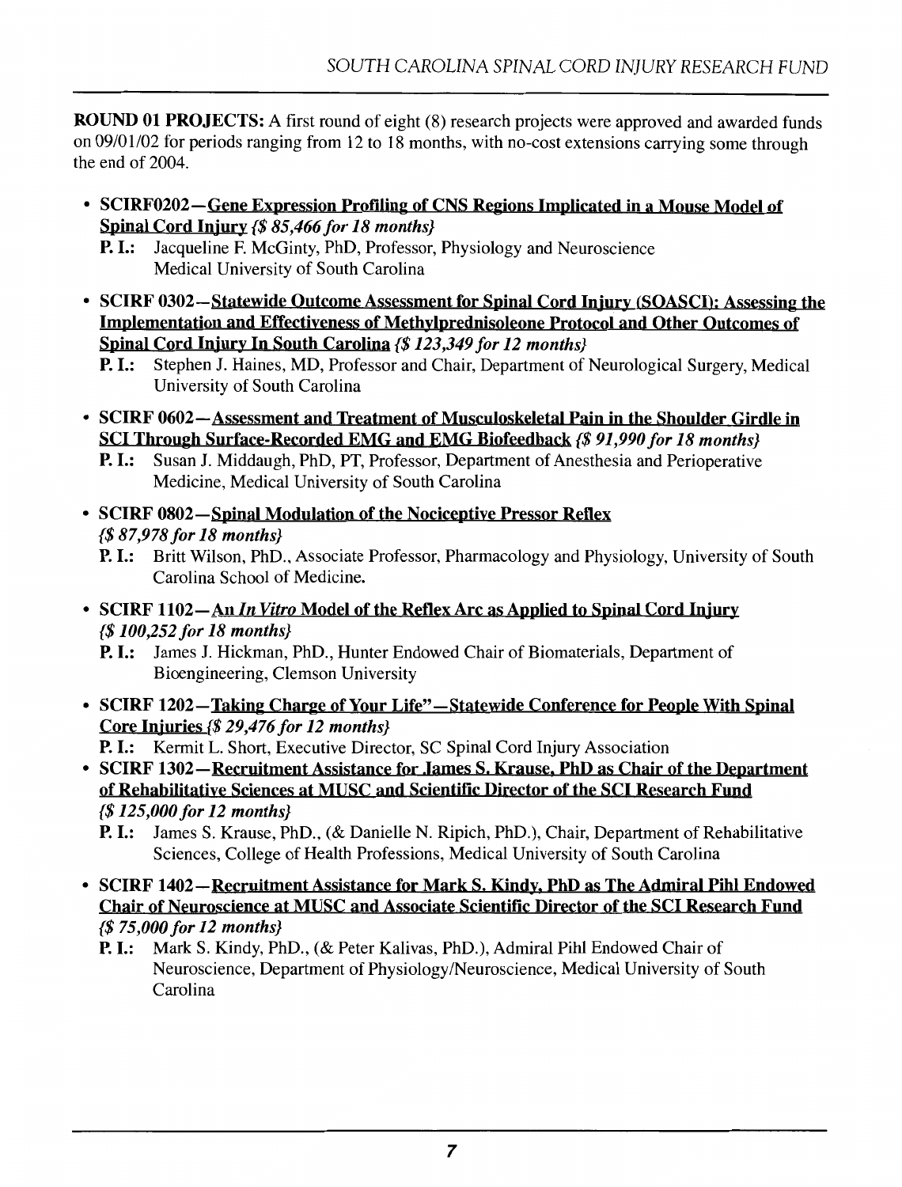**ROUND 01 PROJECTS:** A first round of eight (8) research projects were approved and awarded funds on 09/01/02 for periods ranging from 12 to 18 months, with no-cost extensions carrying some through the end of 2004.

- **SCIRF0202—Gene Expression Profiling of CNS Regions Implicated in a Mouse Model of Spinal Cord Injury** *{$ 85,466 for 18 months}*
  **P. I.:** Jacqueline F. McGinty, PhD, Professor, Physiology and Neuroscience Medical University of South Carolina
- **SCIRF 0302—Statewide Outcome Assessment for Spinal Cord Injury (SOASCI): Assessing the Implementation and Effectiveness of Methylprednisoleone Protocol and Other Outcomes of Spinal Cord Injury In South Carolina** *{$ 123,349 for 12 months}*
  **P. I.:** Stephen J. Haines, MD, Professor and Chair, Department of Neurological Surgery, Medical University of South Carolina
- **SCIRF 0602—Assessment and Treatment of Musculoskeletal Pain in the Shoulder Girdle in SCI Through Surface-Recorded EMG and EMG Biofeedback** *{$ 91,990 for 18 months}*
  **P. I.:** Susan J. Middaugh, PhD, PT, Professor, Department of Anesthesia and Perioperative Medicine, Medical University of South Carolina
- **SCIRF 0802—Spinal Modulation of the Nociceptive Pressor Reflex** *{$ 87,978 for 18 months}*
  **P. I.:** Britt Wilson, PhD., Associate Professor, Pharmacology and Physiology, University of South Carolina School of Medicine.
- **SCIRF 1102—An *In Vitro* Model of the Reflex Arc as Applied to Spinal Cord Injury** *{$ 100,252 for 18 months}*
  **P. I.:** James J. Hickman, PhD., Hunter Endowed Chair of Biomaterials, Department of Bioengineering, Clemson University
- **SCIRF 1202—Taking Charge of Your Life"—Statewide Conference for People With Spinal Core Injuries** *{$ 29,476 for 12 months}*
  **P. I.:** Kermit L. Short, Executive Director, SC Spinal Cord Injury Association
- **SCIRF 1302—Recruitment Assistance for James S. Krause, PhD as Chair of the Department of Rehabilitative Sciences at MUSC and Scientific Director of the SCI Research Fund** *{$ 125,000 for 12 months}*
  **P. I.:** James S. Krause, PhD., (& Danielle N. Ripich, PhD.), Chair, Department of Rehabilitative Sciences, College of Health Professions, Medical University of South Carolina
- **SCIRF 1402—Recruitment Assistance for Mark S. Kindy, PhD as The Admiral Pihl Endowed Chair of Neuroscience at MUSC and Associate Scientific Director of the SCI Research Fund** *{$ 75,000 for 12 months}*
  **P. I.:** Mark S. Kindy, PhD., (& Peter Kalivas, PhD.), Admiral Pihl Endowed Chair of Neuroscience, Department of Physiology/Neuroscience, Medical University of South Carolina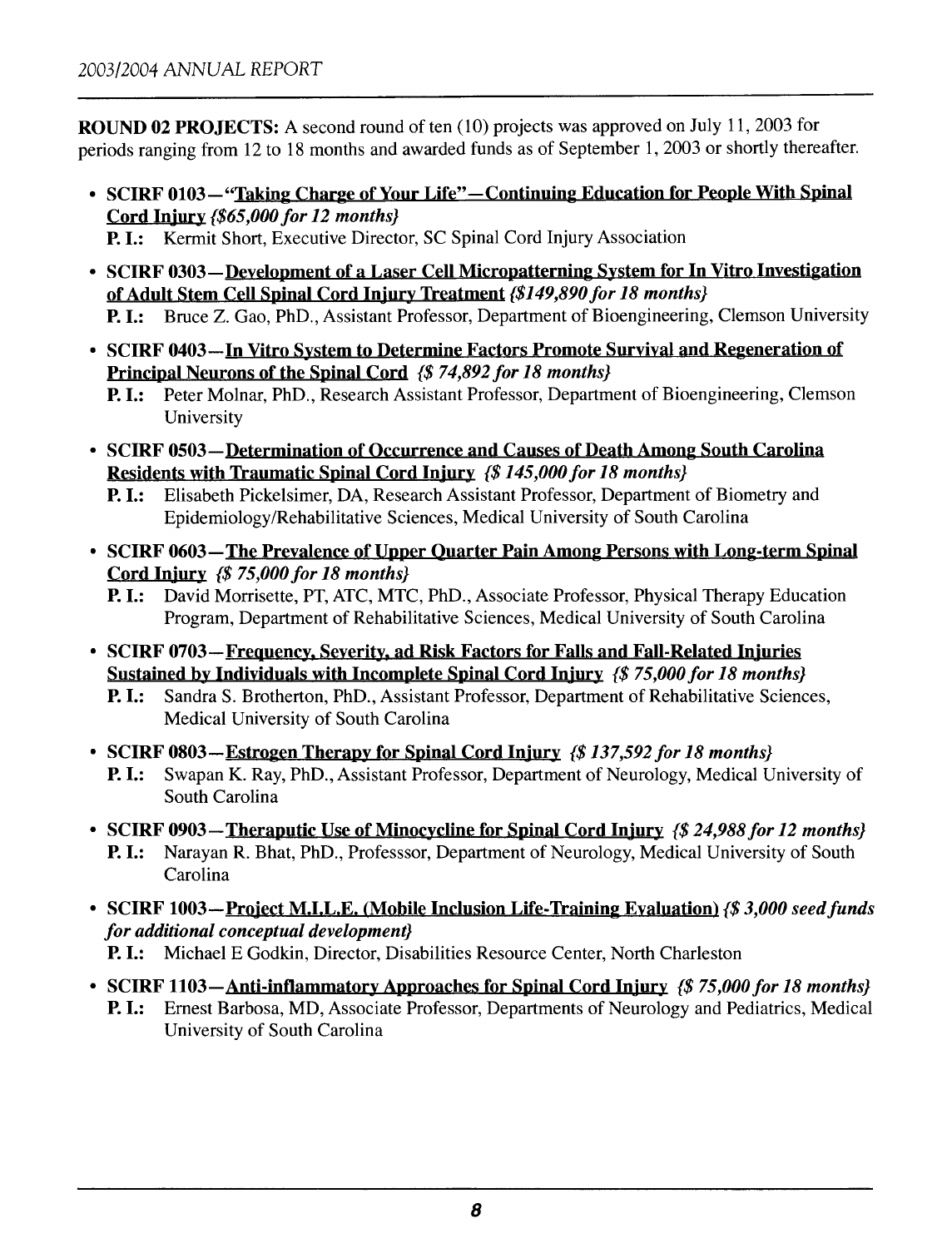**ROUND 02 PROJECTS:** A second round of ten (10) projects was approved on July 11, 2003 for periods ranging from 12 to 18 months and awarded funds as of September 1, 2003 or shortly thereafter.

- **SCIRF 0103—"Taking Charge of Your Life"—Continuing Education for People With Spinal Cord Injury** *{$65,000 for 12 months}*
  **P. I.:** Kermit Short, Executive Director, SC Spinal Cord Injury Association
- **SCIRF 0303—Development of a Laser Cell Micropatterning System for In Vitro Investigation of Adult Stem Cell Spinal Cord Injury Treatment** *{$149,890 for 18 months}*
  **P. I.:** Bruce Z. Gao, PhD., Assistant Professor, Department of Bioengineering, Clemson University
- **SCIRF 0403—In Vitro System to Determine Factors Promote Survival and Regeneration of Principal Neurons of the Spinal Cord** *{$ 74,892 for 18 months}*
  **P. I.:** Peter Molnar, PhD., Research Assistant Professor, Department of Bioengineering, Clemson University
- **SCIRF 0503—Determination of Occurrence and Causes of Death Among South Carolina Residents with Traumatic Spinal Cord Injury** *{$ 145,000 for 18 months}*
  **P. I.:** Elisabeth Pickelsimer, DA, Research Assistant Professor, Department of Biometry and Epidemiology/Rehabilitative Sciences, Medical University of South Carolina
- **SCIRF 0603—The Prevalence of Upper Quarter Pain Among Persons with Long-term Spinal Cord Injury** *{$ 75,000 for 18 months}*
  **P. I.:** David Morrisette, PT, ATC, MTC, PhD., Associate Professor, Physical Therapy Education Program, Department of Rehabilitative Sciences, Medical University of South Carolina
- **SCIRF 0703—Frequency, Severity, ad Risk Factors for Falls and Fall-Related Injuries Sustained by Individuals with Incomplete Spinal Cord Injury** *{$ 75,000 for 18 months}*
  **P. I.:** Sandra S. Brotherton, PhD., Assistant Professor, Department of Rehabilitative Sciences, Medical University of South Carolina
- **SCIRF 0803—Estrogen Therapy for Spinal Cord Injury** *{$ 137,592 for 18 months}*
  **P. I.:** Swapan K. Ray, PhD., Assistant Professor, Department of Neurology, Medical University of South Carolina
- **SCIRF 0903—Theraputic Use of Minocycline for Spinal Cord Injury** *{$ 24,988 for 12 months}*
  **P. I.:** Narayan R. Bhat, PhD., Professsor, Department of Neurology, Medical University of South Carolina
- **SCIRF 1003—Project M.I.L.E. (Mobile Inclusion Life-Training Evaluation)** *{$ 3,000 seed funds for additional conceptual development}*
  **P. I.:** Michael E Godkin, Director, Disabilities Resource Center, North Charleston
- **SCIRF 1103—Anti-inflammatory Approaches for Spinal Cord Injury** *{$ 75,000 for 18 months}*
  **P. I.:** Ernest Barbosa, MD, Associate Professor, Departments of Neurology and Pediatrics, Medical University of South Carolina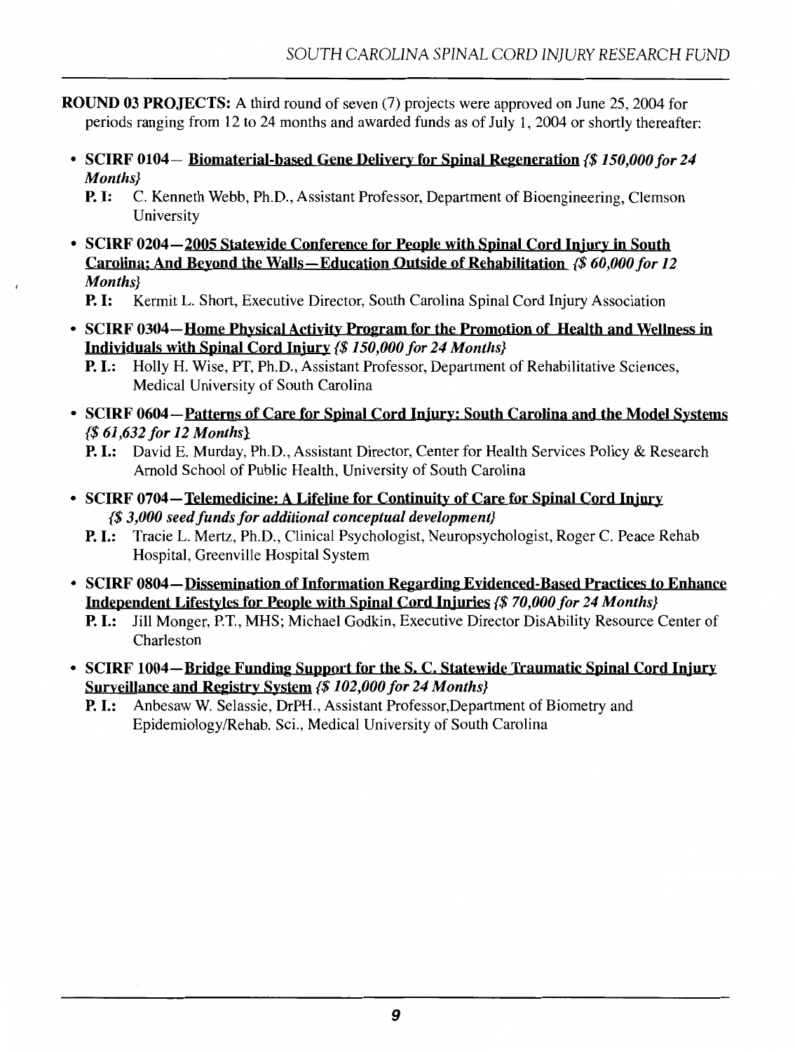**ROUND 03 PROJECTS:** A third round of seven (7) projects were approved on June 25, 2004 for periods ranging from 12 to 24 months and awarded funds as of July 1, 2004 or shortly thereafter:

- **SCIRF 0104– <u>Biomaterial-based Gene Delivery for Spinal Regeneration</u>** ***{$ 150,000 for 24 Months}***

  **P. I:** C. Kenneth Webb, Ph.D., Assistant Professor, Department of Bioengineering, Clemson University

- **SCIRF 0204—<u>2005 Statewide Conference for People with Spinal Cord Injury in South Carolina; And Beyond the Walls—Education Outside of Rehabilitation</u>** ***{$ 60,000 for 12 Months}***

  **P. I:** Kermit L. Short, Executive Director, South Carolina Spinal Cord Injury Association

- **SCIRF 0304—<u>Home Physical Activity Program for the Promotion of Health and Wellness in Individuals with Spinal Cord Injury</u>** ***{$ 150,000 for 24 Months}***

  **P. I.:** Holly H. Wise, PT, Ph.D., Assistant Professor, Department of Rehabilitative Sciences, Medical University of South Carolina

- **SCIRF 0604—<u>Patterns of Care for Spinal Cord Injury: South Carolina and the Model Systems</u>** ***{$ 61,632 for 12 Months}***

  **P. I.:** David E. Murday, Ph.D., Assistant Director, Center for Health Services Policy & Research Arnold School of Public Health, University of South Carolina

- **SCIRF 0704—<u>Telemedicine: A Lifeline for Continuity of Care for Spinal Cord Injury</u>** ***{$ 3,000 seed funds for additional conceptual development}***

  **P. I.:** Tracie L. Mertz, Ph.D., Clinical Psychologist, Neuropsychologist, Roger C. Peace Rehab Hospital, Greenville Hospital System

- **SCIRF 0804—<u>Dissemination of Information Regarding Evidenced-Based Practices to Enhance Independent Lifestyles for People with Spinal Cord Injuries</u>** ***{$ 70,000 for 24 Months}***

  **P. I.:** Jill Monger, P.T., MHS; Michael Godkin, Executive Director DisAbility Resource Center of Charleston

- **SCIRF 1004—<u>Bridge Funding Support for the S. C. Statewide Traumatic Spinal Cord Injury Surveillance and Registry System</u>** ***{$ 102,000 for 24 Months}***

  **P. I.:** Anbesaw W. Selassie, DrPH., Assistant Professor,Department of Biometry and Epidemiology/Rehab. Sci., Medical University of South Carolina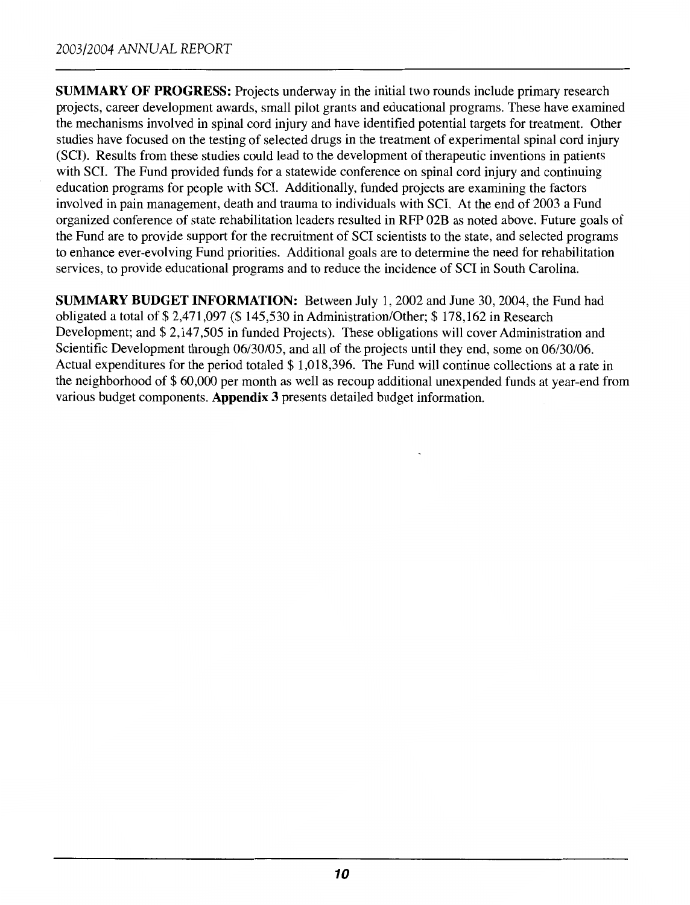**SUMMARY OF PROGRESS:** Projects underway in the initial two rounds include primary research projects, career development awards, small pilot grants and educational programs. These have examined the mechanisms involved in spinal cord injury and have identified potential targets for treatment. Other studies have focused on the testing of selected drugs in the treatment of experimental spinal cord injury (SCI). Results from these studies could lead to the development of therapeutic inventions in patients with SCI. The Fund provided funds for a statewide conference on spinal cord injury and continuing education programs for people with SCI. Additionally, funded projects are examining the factors involved in pain management, death and trauma to individuals with SCI. At the end of 2003 a Fund organized conference of state rehabilitation leaders resulted in RFP 02B as noted above. Future goals of the Fund are to provide support for the recruitment of SCI scientists to the state, and selected programs to enhance ever-evolving Fund priorities. Additional goals are to determine the need for rehabilitation services, to provide educational programs and to reduce the incidence of SCI in South Carolina.

**SUMMARY BUDGET INFORMATION:** Between July 1, 2002 and June 30, 2004, the Fund had obligated a total of $ 2,471,097 ($ 145,530 in Administration/Other; $ 178,162 in Research Development; and $ 2,147,505 in funded Projects). These obligations will cover Administration and Scientific Development through 06/30/05, and all of the projects until they end, some on 06/30/06. Actual expenditures for the period totaled $ 1,018,396. The Fund will continue collections at a rate in the neighborhood of $ 60,000 per month as well as recoup additional unexpended funds at year-end from various budget components. **Appendix 3** presents detailed budget information.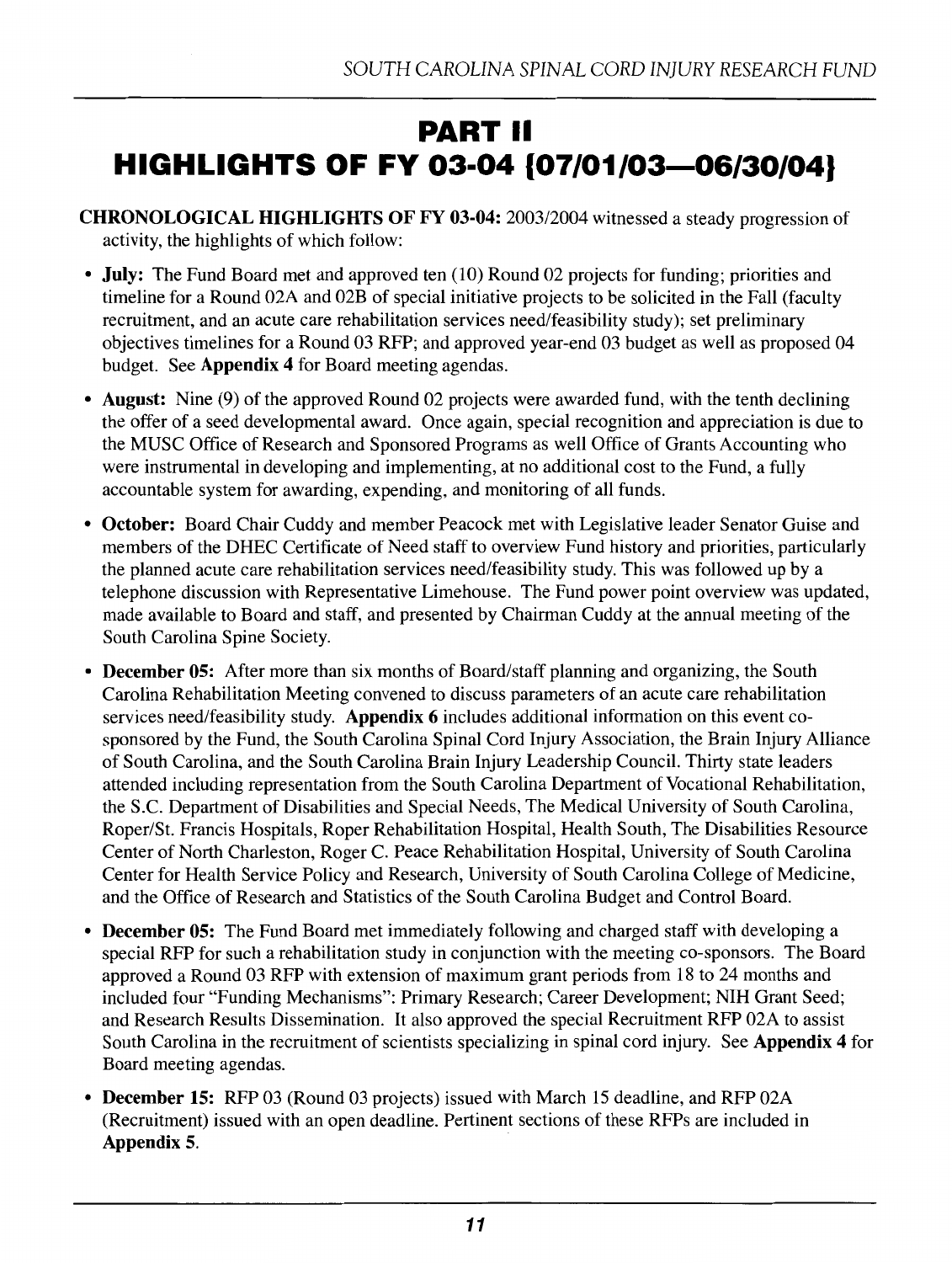# PART II
# HIGHLIGHTS OF FY 03-04 {07/01/03—06/30/04}

**CHRONOLOGICAL HIGHLIGHTS OF FY 03-04:** 2003/2004 witnessed a steady progression of activity, the highlights of which follow:

- **July:** The Fund Board met and approved ten (10) Round 02 projects for funding; priorities and timeline for a Round 02A and 02B of special initiative projects to be solicited in the Fall (faculty recruitment, and an acute care rehabilitation services need/feasibility study); set preliminary objectives timelines for a Round 03 RFP; and approved year-end 03 budget as well as proposed 04 budget. See **Appendix 4** for Board meeting agendas.

- **August:** Nine (9) of the approved Round 02 projects were awarded fund, with the tenth declining the offer of a seed developmental award. Once again, special recognition and appreciation is due to the MUSC Office of Research and Sponsored Programs as well Office of Grants Accounting who were instrumental in developing and implementing, at no additional cost to the Fund, a fully accountable system for awarding, expending, and monitoring of all funds.

- **October:** Board Chair Cuddy and member Peacock met with Legislative leader Senator Guise and members of the DHEC Certificate of Need staff to overview Fund history and priorities, particularly the planned acute care rehabilitation services need/feasibility study. This was followed up by a telephone discussion with Representative Limehouse. The Fund power point overview was updated, made available to Board and staff, and presented by Chairman Cuddy at the annual meeting of the South Carolina Spine Society.

- **December 05:** After more than six months of Board/staff planning and organizing, the South Carolina Rehabilitation Meeting convened to discuss parameters of an acute care rehabilitation services need/feasibility study. **Appendix 6** includes additional information on this event co-sponsored by the Fund, the South Carolina Spinal Cord Injury Association, the Brain Injury Alliance of South Carolina, and the South Carolina Brain Injury Leadership Council. Thirty state leaders attended including representation from the South Carolina Department of Vocational Rehabilitation, the S.C. Department of Disabilities and Special Needs, The Medical University of South Carolina, Roper/St. Francis Hospitals, Roper Rehabilitation Hospital, Health South, The Disabilities Resource Center of North Charleston, Roger C. Peace Rehabilitation Hospital, University of South Carolina Center for Health Service Policy and Research, University of South Carolina College of Medicine, and the Office of Research and Statistics of the South Carolina Budget and Control Board.

- **December 05:** The Fund Board met immediately following and charged staff with developing a special RFP for such a rehabilitation study in conjunction with the meeting co-sponsors. The Board approved a Round 03 RFP with extension of maximum grant periods from 18 to 24 months and included four "Funding Mechanisms": Primary Research; Career Development; NIH Grant Seed; and Research Results Dissemination. It also approved the special Recruitment RFP 02A to assist South Carolina in the recruitment of scientists specializing in spinal cord injury. See **Appendix 4** for Board meeting agendas.

- **December 15:** RFP 03 (Round 03 projects) issued with March 15 deadline, and RFP 02A (Recruitment) issued with an open deadline. Pertinent sections of these RFPs are included in **Appendix 5**.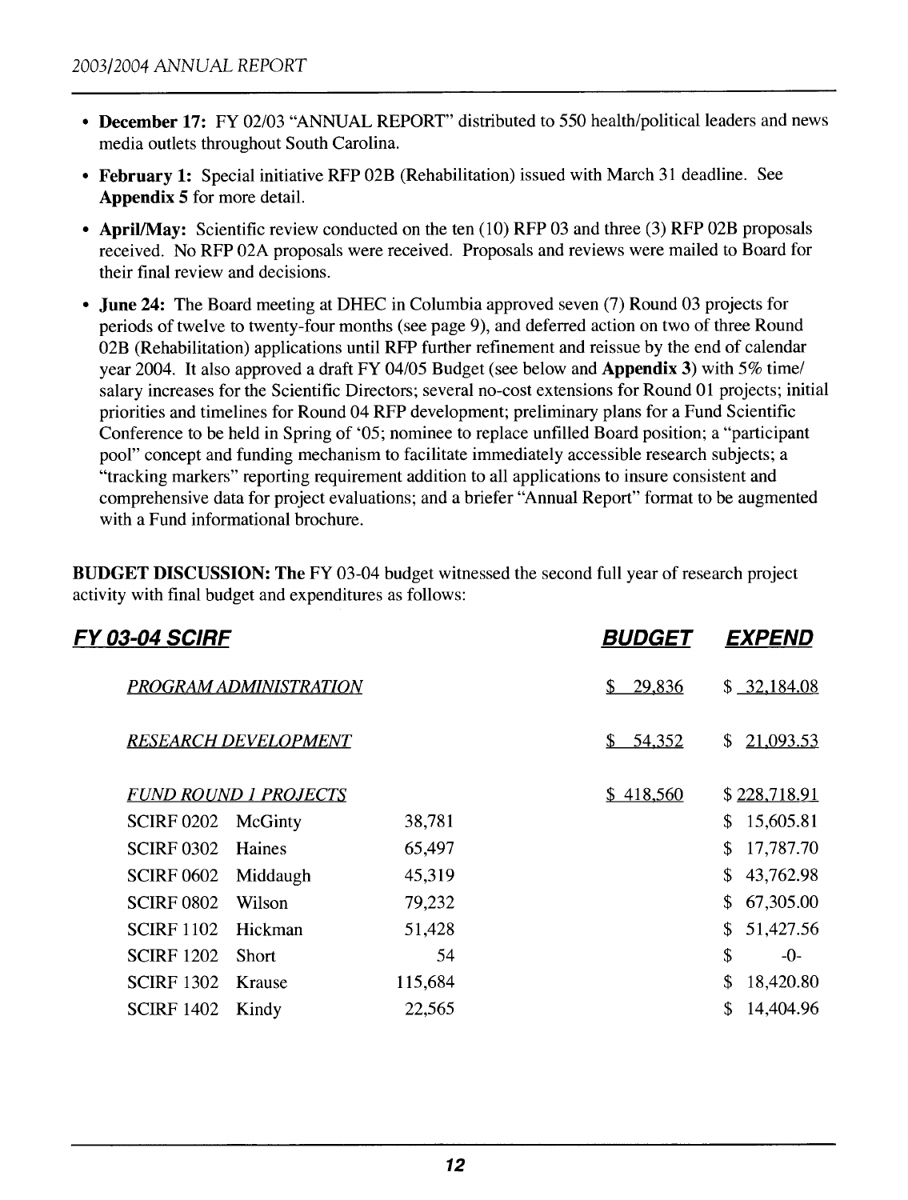- **December 17:** FY 02/03 "ANNUAL REPORT" distributed to 550 health/political leaders and news media outlets throughout South Carolina.
- **February 1:** Special initiative RFP 02B (Rehabilitation) issued with March 31 deadline. See **Appendix 5** for more detail.
- **April/May:** Scientific review conducted on the ten (10) RFP 03 and three (3) RFP 02B proposals received. No RFP 02A proposals were received. Proposals and reviews were mailed to Board for their final review and decisions.
- **June 24:** The Board meeting at DHEC in Columbia approved seven (7) Round 03 projects for periods of twelve to twenty-four months (see page 9), and deferred action on two of three Round 02B (Rehabilitation) applications until RFP further refinement and reissue by the end of calendar year 2004. It also approved a draft FY 04/05 Budget (see below and **Appendix 3**) with 5% time/salary increases for the Scientific Directors; several no-cost extensions for Round 01 projects; initial priorities and timelines for Round 04 RFP development; preliminary plans for a Fund Scientific Conference to be held in Spring of '05; nominee to replace unfilled Board position; a "participant pool" concept and funding mechanism to facilitate immediately accessible research subjects; a "tracking markers" reporting requirement addition to all applications to insure consistent and comprehensive data for project evaluations; and a briefer "Annual Report" format to be augmented with a Fund informational brochure.

**BUDGET DISCUSSION: The** FY 03-04 budget witnessed the second full year of research project activity with final budget and expenditures as follows:

| ***FY 03-04 SCIRF*** | | | **BUDGET** | **EXPEND** |
|---|---|---|---|---|
| *PROGRAM ADMINISTRATION* | | | $ 29,836 | $ 32,184.08 |
| *RESEARCH DEVELOPMENT* | | | $ 54,352 | $ 21,093.53 |
| *FUND ROUND 1 PROJECTS* | | | $ 418,560 | $ 228,718.91 |
| SCIRF 0202 | McGinty | 38,781 | | $ 15,605.81 |
| SCIRF 0302 | Haines | 65,497 | | $ 17,787.70 |
| SCIRF 0602 | Middaugh | 45,319 | | $ 43,762.98 |
| SCIRF 0802 | Wilson | 79,232 | | $ 67,305.00 |
| SCIRF 1102 | Hickman | 51,428 | | $ 51,427.56 |
| SCIRF 1202 | Short | 54 | | $ -0- |
| SCIRF 1302 | Krause | 115,684 | | $ 18,420.80 |
| SCIRF 1402 | Kindy | 22,565 | | $ 14,404.96 |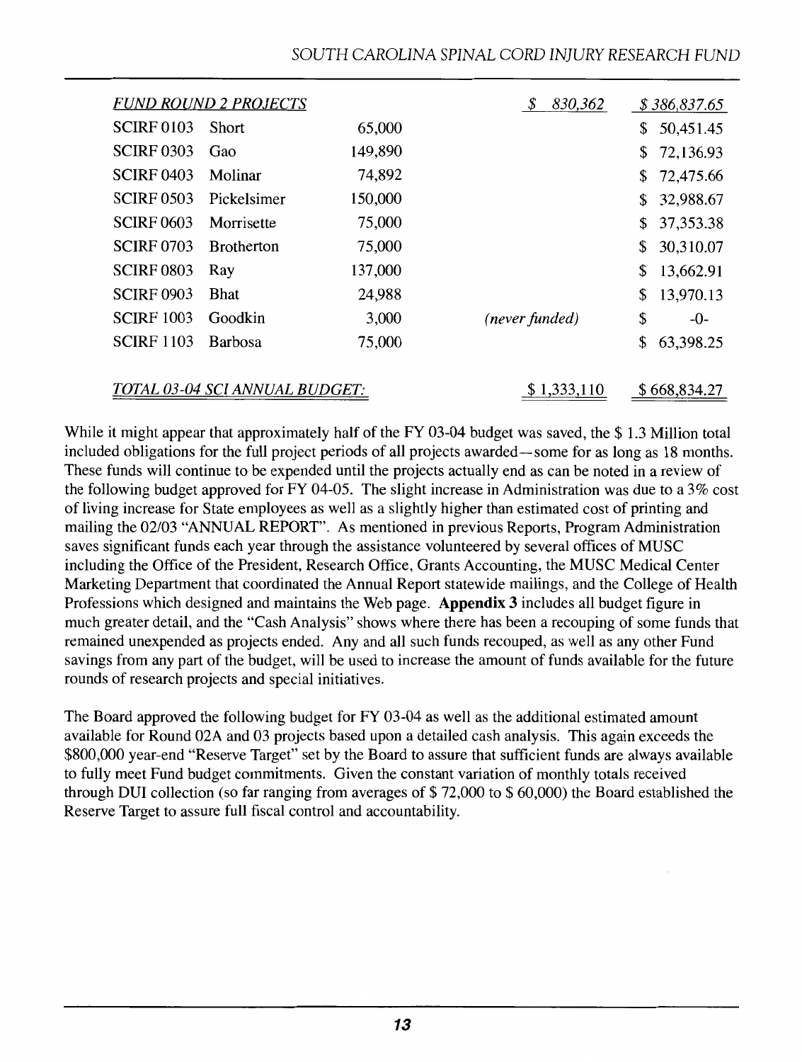| *FUND ROUND 2 PROJECTS* | | | *$ 830,362* | *$ 386,837.65* |
|---|---|---|---|---|
| SCIRF 0103 | Short | 65,000 | | $ 50,451.45 |
| SCIRF 0303 | Gao | 149,890 | | $ 72,136.93 |
| SCIRF 0403 | Molinar | 74,892 | | $ 72,475.66 |
| SCIRF 0503 | Pickelsimer | 150,000 | | $ 32,988.67 |
| SCIRF 0603 | Morrisette | 75,000 | | $ 37,353.38 |
| SCIRF 0703 | Brotherton | 75,000 | | $ 30,310.07 |
| SCIRF 0803 | Ray | 137,000 | | $ 13,662.91 |
| SCIRF 0903 | Bhat | 24,988 | | $ 13,970.13 |
| SCIRF 1003 | Goodkin | 3,000 | *(never funded)* | $ -0- |
| SCIRF 1103 | Barbosa | 75,000 | | $ 63,398.25 |
| *TOTAL 03-04 SCI ANNUAL BUDGET:* | | | $ 1,333,110 | $ 668,834.27 |

While it might appear that approximately half of the FY 03-04 budget was saved, the $ 1.3 Million total included obligations for the full project periods of all projects awarded—some for as long as 18 months. These funds will continue to be expended until the projects actually end as can be noted in a review of the following budget approved for FY 04-05. The slight increase in Administration was due to a 3% cost of living increase for State employees as well as a slightly higher than estimated cost of printing and mailing the 02/03 "ANNUAL REPORT". As mentioned in previous Reports, Program Administration saves significant funds each year through the assistance volunteered by several offices of MUSC including the Office of the President, Research Office, Grants Accounting, the MUSC Medical Center Marketing Department that coordinated the Annual Report statewide mailings, and the College of Health Professions which designed and maintains the Web page. **Appendix 3** includes all budget figure in much greater detail, and the "Cash Analysis" shows where there has been a recouping of some funds that remained unexpended as projects ended. Any and all such funds recouped, as well as any other Fund savings from any part of the budget, will be used to increase the amount of funds available for the future rounds of research projects and special initiatives.

The Board approved the following budget for FY 03-04 as well as the additional estimated amount available for Round 02A and 03 projects based upon a detailed cash analysis. This again exceeds the $800,000 year-end "Reserve Target" set by the Board to assure that sufficient funds are always available to fully meet Fund budget commitments. Given the constant variation of monthly totals received through DUI collection (so far ranging from averages of $ 72,000 to $ 60,000) the Board established the Reserve Target to assure full fiscal control and accountability.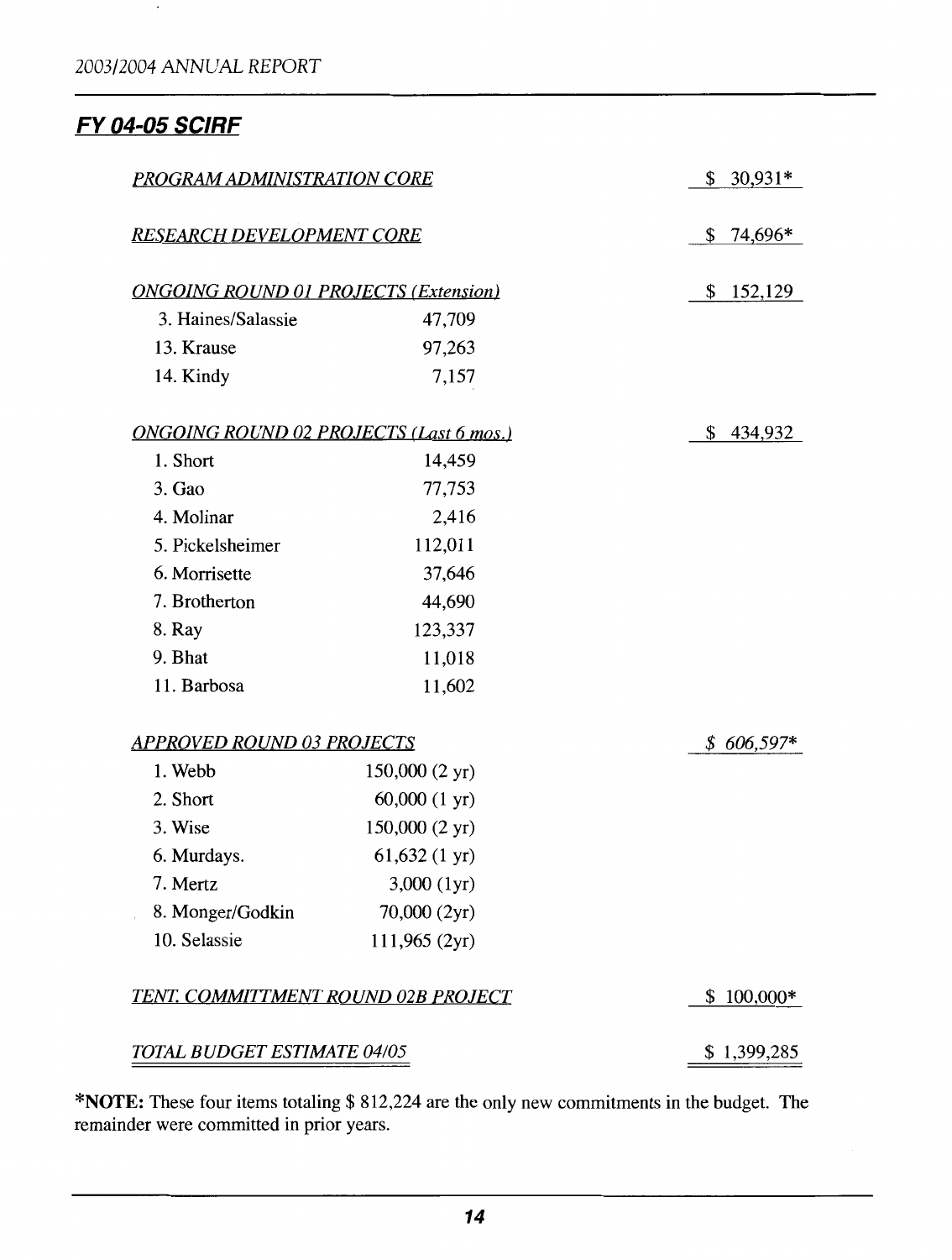## FY 04-05 SCIRF

| | | |
|---|---|---|
| *PROGRAM ADMINISTRATION CORE* | | $ 30,931* |
| *RESEARCH DEVELOPMENT CORE* | | $ 74,696* |
| *ONGOING ROUND 01 PROJECTS (Extension)* | | $ 152,129 |
| 3. Haines/Salassie | 47,709 | |
| 13. Krause | 97,263 | |
| 14. Kindy | 7,157 | |
| *ONGOING ROUND 02 PROJECTS (Last 6 mos.)* | | $ 434,932 |
| 1. Short | 14,459 | |
| 3. Gao | 77,753 | |
| 4. Molinar | 2,416 | |
| 5. Pickelsheimer | 112,011 | |
| 6. Morrisette | 37,646 | |
| 7. Brotherton | 44,690 | |
| 8. Ray | 123,337 | |
| 9. Bhat | 11,018 | |
| 11. Barbosa | 11,602 | |
| *APPROVED ROUND 03 PROJECTS* | | *$ 606,597** |
| 1. Webb | 150,000 (2 yr) | |
| 2. Short | 60,000 (1 yr) | |
| 3. Wise | 150,000 (2 yr) | |
| 6. Murdays. | 61,632 (1 yr) | |
| 7. Mertz | 3,000 (1yr) | |
| 8. Monger/Godkin | 70,000 (2yr) | |
| 10. Selassie | 111,965 (2yr) | |
| *TENT. COMMITTMENT ROUND 02B PROJECT* | | $ 100,000* |
| *TOTAL BUDGET ESTIMATE 04/05* | | $ 1,399,285 |

***NOTE:** These four items totaling $ 812,224 are the only new commitments in the budget. The remainder were committed in prior years.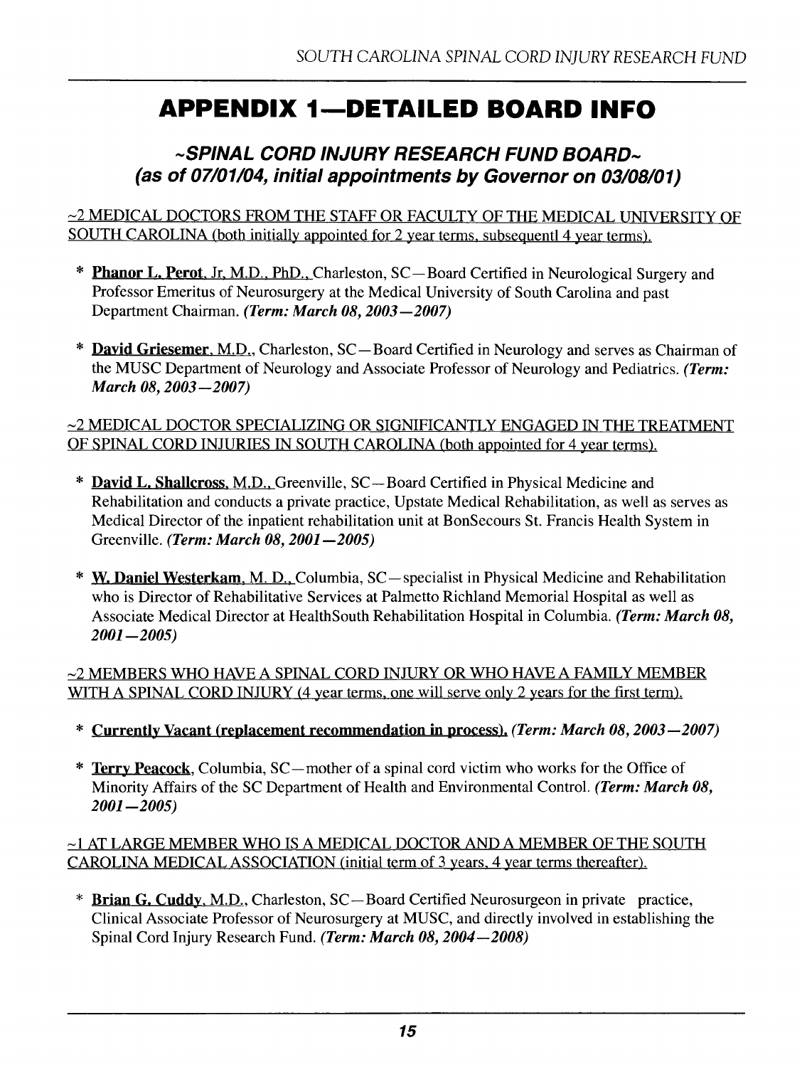# APPENDIX 1—DETAILED BOARD INFO

## *~SPINAL CORD INJURY RESEARCH FUND BOARD~*
## *(as of 07/01/04, initial appointments by Governor on 03/08/01)*

~2 MEDICAL DOCTORS FROM THE STAFF OR FACULTY OF THE MEDICAL UNIVERSITY OF SOUTH CAROLINA (both initially appointed for 2 year terms, subsequentl 4 year terms).

* **Phanor L. Perot**, Jr. M.D., PhD., Charleston, SC—Board Certified in Neurological Surgery and Professor Emeritus of Neurosurgery at the Medical University of South Carolina and past Department Chairman. ***(Term: March 08, 2003—2007)***

* **David Griesemer**, M.D., Charleston, SC—Board Certified in Neurology and serves as Chairman of the MUSC Department of Neurology and Associate Professor of Neurology and Pediatrics. ***(Term: March 08, 2003—2007)***

~2 MEDICAL DOCTOR SPECIALIZING OR SIGNIFICANTLY ENGAGED IN THE TREATMENT OF SPINAL CORD INJURIES IN SOUTH CAROLINA (both appointed for 4 year terms).

* **David L. Shallcross**, M.D., Greenville, SC—Board Certified in Physical Medicine and Rehabilitation and conducts a private practice, Upstate Medical Rehabilitation, as well as serves as Medical Director of the inpatient rehabilitation unit at BonSecours St. Francis Health System in Greenville. ***(Term: March 08, 2001—2005)***

* **W. Daniel Westerkam**, M. D., Columbia, SC—specialist in Physical Medicine and Rehabilitation who is Director of Rehabilitative Services at Palmetto Richland Memorial Hospital as well as Associate Medical Director at HealthSouth Rehabilitation Hospital in Columbia. ***(Term: March 08, 2001—2005)***

~2 MEMBERS WHO HAVE A SPINAL CORD INJURY OR WHO HAVE A FAMILY MEMBER WITH A SPINAL CORD INJURY (4 year terms, one will serve only 2 years for the first term).

* **Currently Vacant (replacement recommendation in process).** ***(Term: March 08, 2003—2007)***

* **Terry Peacock**, Columbia, SC—mother of a spinal cord victim who works for the Office of Minority Affairs of the SC Department of Health and Environmental Control. ***(Term: March 08, 2001—2005)***

~1 AT LARGE MEMBER WHO IS A MEDICAL DOCTOR AND A MEMBER OF THE SOUTH CAROLINA MEDICAL ASSOCIATION (initial term of 3 years, 4 year terms thereafter).

* **Brian G. Cuddy**, M.D., Charleston, SC—Board Certified Neurosurgeon in private practice, Clinical Associate Professor of Neurosurgery at MUSC, and directly involved in establishing the Spinal Cord Injury Research Fund. ***(Term: March 08, 2004—2008)***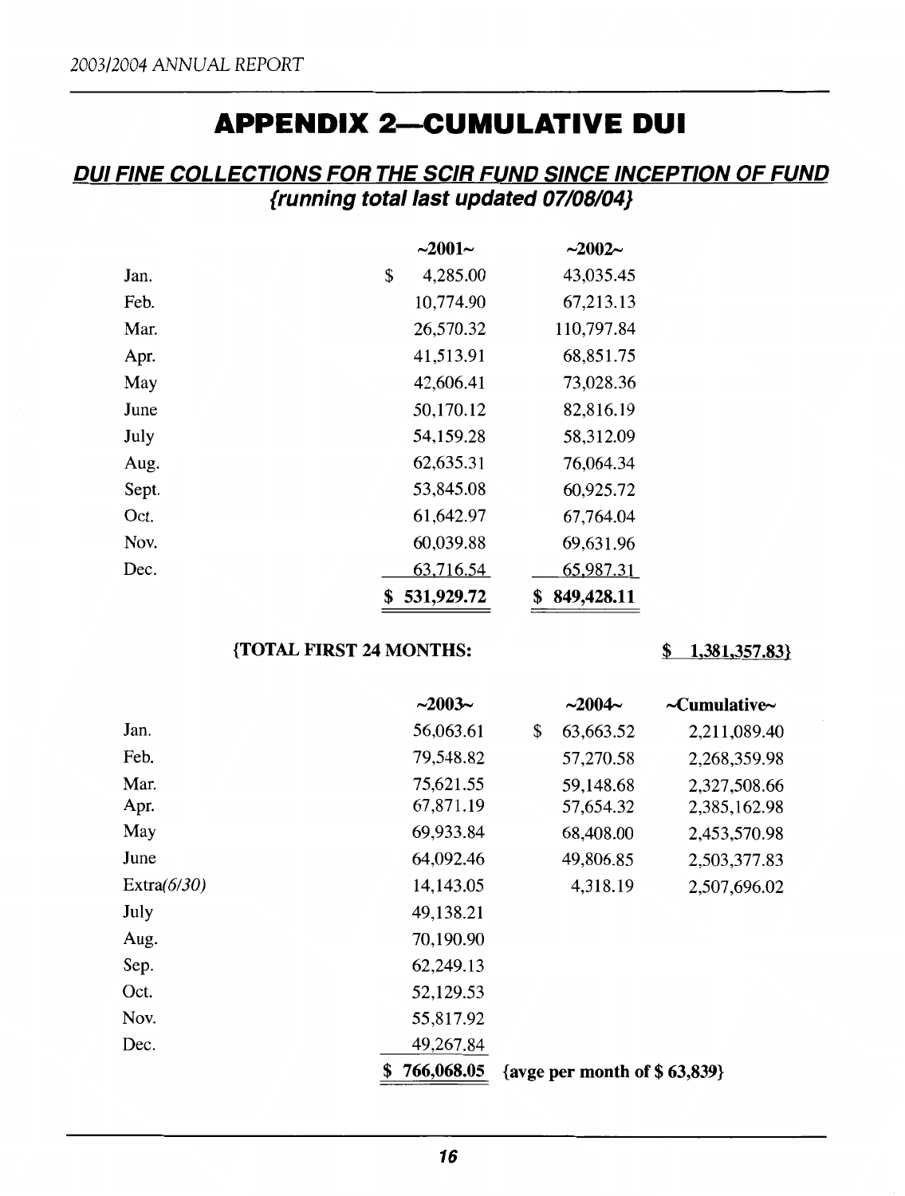# APPENDIX 2—CUMULATIVE DUI

## *DUI FINE COLLECTIONS FOR THE SCIR FUND SINCE INCEPTION OF FUND*

### *{running total last updated 07/08/04}*

| | ~2001~ | ~2002~ |
|---|---|---|
| Jan. | $ 4,285.00 | 43,035.45 |
| Feb. | 10,774.90 | 67,213.13 |
| Mar. | 26,570.32 | 110,797.84 |
| Apr. | 41,513.91 | 68,851.75 |
| May | 42,606.41 | 73,028.36 |
| June | 50,170.12 | 82,816.19 |
| July | 54,159.28 | 58,312.09 |
| Aug. | 62,635.31 | 76,064.34 |
| Sept. | 53,845.08 | 60,925.72 |
| Oct. | 61,642.97 | 67,764.04 |
| Nov. | 60,039.88 | 69,631.96 |
| Dec. | 63,716.54 | 65,987.31 |
| | **$ 531,929.72** | **$ 849,428.11** |

**{TOTAL FIRST 24 MONTHS: $ 1,381,357.83}**

| | ~2003~ | ~2004~ | ~Cumulative~ |
|---|---|---|---|
| Jan. | 56,063.61 | $ 63,663.52 | 2,211,089.40 |
| Feb. | 79,548.82 | 57,270.58 | 2,268,359.98 |
| Mar. | 75,621.55 | 59,148.68 | 2,327,508.66 |
| Apr. | 67,871.19 | 57,654.32 | 2,385,162.98 |
| May | 69,933.84 | 68,408.00 | 2,453,570.98 |
| June | 64,092.46 | 49,806.85 | 2,503,377.83 |
| Extra*(6/30)* | 14,143.05 | 4,318.19 | 2,507,696.02 |
| July | 49,138.21 | | |
| Aug. | 70,190.90 | | |
| Sep. | 62,249.13 | | |
| Oct. | 52,129.53 | | |
| Nov. | 55,817.92 | | |
| Dec. | 49,267.84 | | |
| | **$ 766,068.05** | **{avge per month of $ 63,839}** | |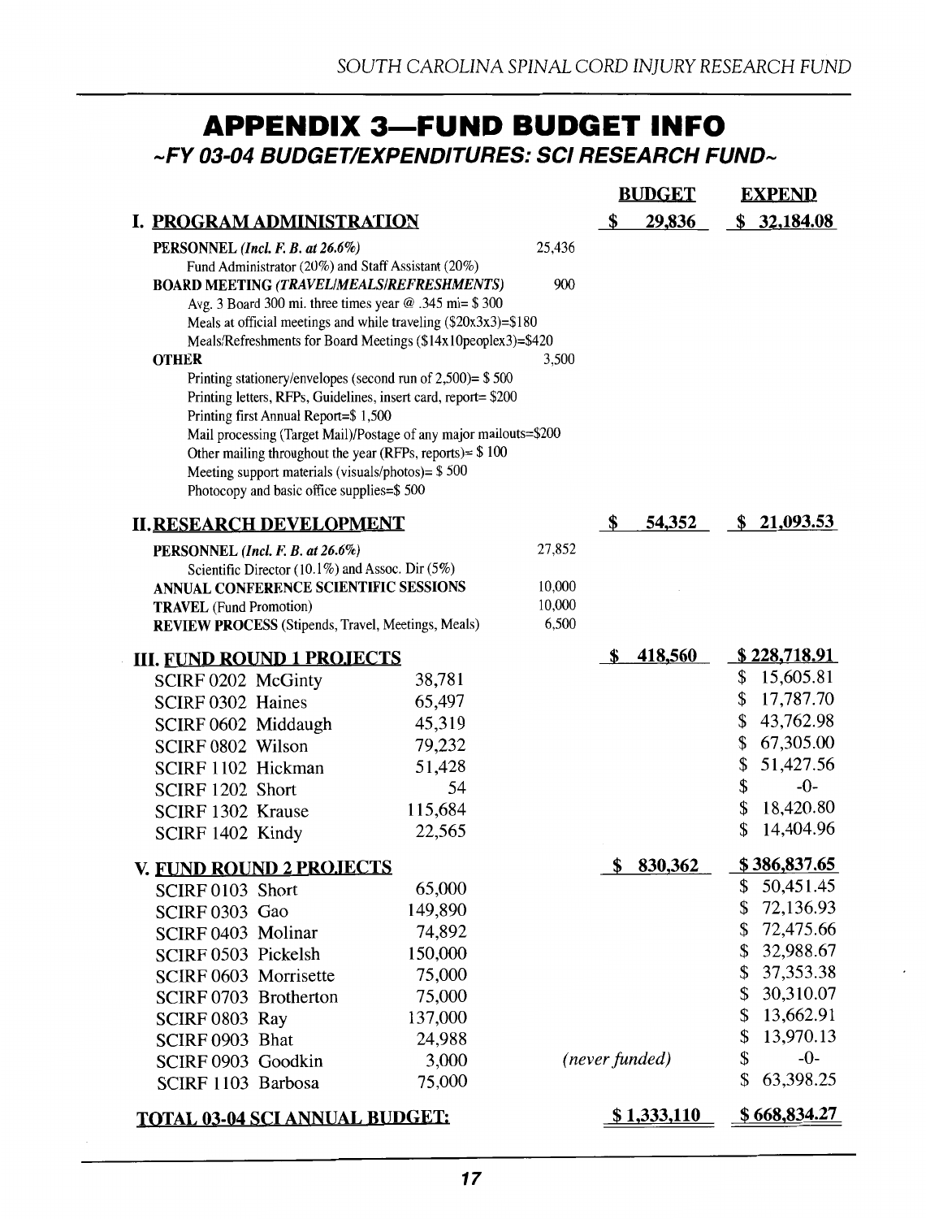# APPENDIX 3—FUND BUDGET INFO

## ~FY 03-04 BUDGET/EXPENDITURES: SCI RESEARCH FUND~

| | | | BUDGET | EXPEND |
|---|---|---|---|---|
| **I. PROGRAM ADMINISTRATION** | | | **$ 29,836** | **$ 32,184.08** |
| **PERSONNEL** ***(Incl. F. B. at 26.6%)*** | | 25,436 | | |
| Fund Administrator (20%) and Staff Assistant (20%) | | | | |
| **BOARD MEETING** ***(TRAVEL/MEALS/REFRESHMENTS)*** | | 900 | | |
| Avg. 3 Board 300 mi. three times year @ .345 mi= $ 300 | | | | |
| Meals at official meetings and while traveling ($20x3x3)=$180 | | | | |
| Meals/Refreshments for Board Meetings ($14x10peoplex3)=$420 | | | | |
| **OTHER** | | 3,500 | | |
| Printing stationery/envelopes (second run of 2,500)= $ 500 | | | | |
| Printing letters, RFPs, Guidelines, insert card, report= $200 | | | | |
| Printing first Annual Report=$ 1,500 | | | | |
| Mail processing (Target Mail)/Postage of any major mailouts=$200 | | | | |
| Other mailing throughout the year (RFPs, reports)= $ 100 | | | | |
| Meeting support materials (visuals/photos)= $ 500 | | | | |
| Photocopy and basic office supplies=$ 500 | | | | |
| **II. RESEARCH DEVELOPMENT** | | | **$ 54,352** | **$ 21,093.53** |
| **PERSONNEL** ***(Incl. F. B. at 26.6%)*** | | 27,852 | | |
| Scientific Director (10.1%) and Assoc. Dir (5%) | | | | |
| **ANNUAL CONFERENCE SCIENTIFIC SESSIONS** | | 10,000 | | |
| **TRAVEL** (Fund Promotion) | | 10,000 | | |
| **REVIEW PROCESS** (Stipends, Travel, Meetings, Meals) | | 6,500 | | |
| **III. FUND ROUND 1 PROJECTS** | | | **$ 418,560** | **$ 228,718.91** |
| SCIRF 0202 McGinty | 38,781 | | | $ 15,605.81 |
| SCIRF 0302 Haines | 65,497 | | | $ 17,787.70 |
| SCIRF 0602 Middaugh | 45,319 | | | $ 43,762.98 |
| SCIRF 0802 Wilson | 79,232 | | | $ 67,305.00 |
| SCIRF 1102 Hickman | 51,428 | | | $ 51,427.56 |
| SCIRF 1202 Short | 54 | | | $ -0- |
| SCIRF 1302 Krause | 115,684 | | | $ 18,420.80 |
| SCIRF 1402 Kindy | 22,565 | | | $ 14,404.96 |
| **V. FUND ROUND 2 PROJECTS** | | | **$ 830,362** | **$ 386,837.65** |
| SCIRF 0103 Short | 65,000 | | | $ 50,451.45 |
| SCIRF 0303 Gao | 149,890 | | | $ 72,136.93 |
| SCIRF 0403 Molinar | 74,892 | | | $ 72,475.66 |
| SCIRF 0503 Pickelsh | 150,000 | | | $ 32,988.67 |
| SCIRF 0603 Morrisette | 75,000 | | | $ 37,353.38 |
| SCIRF 0703 Brotherton | 75,000 | | | $ 30,310.07 |
| SCIRF 0803 Ray | 137,000 | | | $ 13,662.91 |
| SCIRF 0903 Bhat | 24,988 | | | $ 13,970.13 |
| SCIRF 0903 Goodkin | 3,000 | | *(never funded)* | $ -0- |
| SCIRF 1103 Barbosa | 75,000 | | | $ 63,398.25 |
| **TOTAL 03-04 SCI ANNUAL BUDGET:** | | | **$ 1,333,110** | **$ 668,834.27** |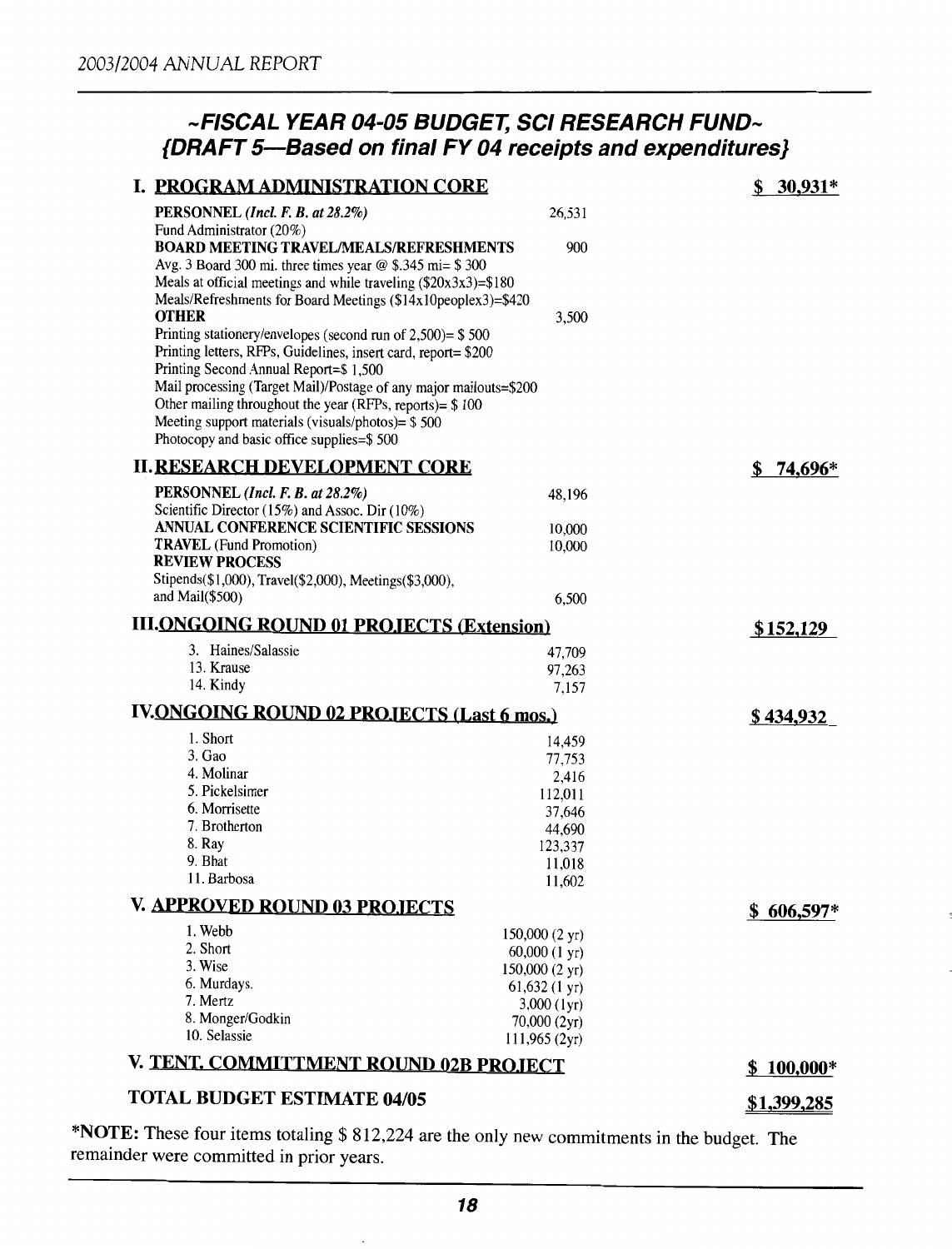## ~FISCAL YEAR 04-05 BUDGET, SCI RESEARCH FUND~
## {DRAFT 5—Based on final FY 04 receipts and expenditures}

| | | |
|---|---|---|
| **I. PROGRAM ADMINISTRATION CORE** | | **$ 30,931*** |
| **PERSONNEL** *(Incl. F. B. at 28.2%)*<br>Fund Administrator (20%) | 26,531 | |
| **BOARD MEETING TRAVEL/MEALS/REFRESHMENTS**<br>Avg. 3 Board 300 mi. three times year @ $.345 mi= $ 300<br>Meals at official meetings and while traveling ($20x3x3)=$180<br>Meals/Refreshments for Board Meetings ($14x10peoplex3)=$420 | 900 | |
| **OTHER**<br>Printing stationery/envelopes (second run of 2,500)= $ 500<br>Printing letters, RFPs, Guidelines, insert card, report= $200<br>Printing Second Annual Report=$ 1,500<br>Mail processing (Target Mail)/Postage of any major mailouts=$200<br>Other mailing throughout the year (RFPs, reports)= $ 100<br>Meeting support materials (visuals/photos)= $ 500<br>Photocopy and basic office supplies=$ 500 | 3,500 | |
| **II. RESEARCH DEVELOPMENT CORE** | | **$ 74,696*** |
| **PERSONNEL** *(Incl. F. B. at 28.2%)*<br>Scientific Director (15%) and Assoc. Dir (10%) | 48,196 | |
| **ANNUAL CONFERENCE SCIENTIFIC SESSIONS** | 10,000 | |
| **TRAVEL** (Fund Promotion) | 10,000 | |
| **REVIEW PROCESS**<br>Stipends($1,000), Travel($2,000), Meetings($3,000), and Mail($500) | 6,500 | |
| **III. ONGOING ROUND 01 PROJECTS (Extension)** | | **$152,129** |
| 3. Haines/Salassie | 47,709 | |
| 13. Krause | 97,263 | |
| 14. Kindy | 7,157 | |
| **IV. ONGOING ROUND 02 PROJECTS (Last 6 mos.)** | | **$434,932** |
| 1. Short | 14,459 | |
| 3. Gao | 77,753 | |
| 4. Molinar | 2,416 | |
| 5. Pickelsimer | 112,011 | |
| 6. Morrisette | 37,646 | |
| 7. Brotherton | 44,690 | |
| 8. Ray | 123,337 | |
| 9. Bhat | 11,018 | |
| 11. Barbosa | 11,602 | |
| **V. APPROVED ROUND 03 PROJECTS** | | **$ 606,597*** |
| 1. Webb | 150,000 (2 yr) | |
| 2. Short | 60,000 (1 yr) | |
| 3. Wise | 150,000 (2 yr) | |
| 6. Murdays. | 61,632 (1 yr) | |
| 7. Mertz | 3,000 (1yr) | |
| 8. Monger/Godkin | 70,000 (2yr) | |
| 10. Selassie | 111,965 (2yr) | |
| **V. TENT. COMMITTMENT ROUND 02B PROJECT** | | **$ 100,000*** |
| **TOTAL BUDGET ESTIMATE 04/05** | | **$1,399,285** |

***NOTE:** These four items totaling $ 812,224 are the only new commitments in the budget. The remainder were committed in prior years.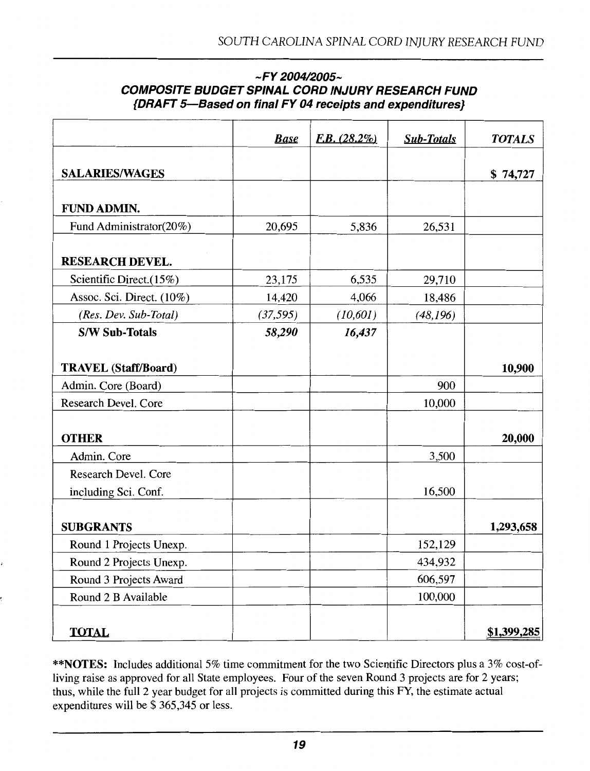### ~FY 2004/2005~
### COMPOSITE BUDGET SPINAL CORD INJURY RESEARCH FUND
### {DRAFT 5—Based on final FY 04 receipts and expenditures}

| | ***Base*** | ***F.B. (28.2%)*** | ***Sub-Totals*** | ***TOTALS*** |
|---|---|---|---|---|
| **SALARIES/WAGES** | | | | **$ 74,727** |
| **FUND ADMIN.** | | | | |
| Fund Administrator(20%) | 20,695 | 5,836 | 26,531 | |
| **RESEARCH DEVEL.** | | | | |
| Scientific Direct.(15%) | 23,175 | 6,535 | 29,710 | |
| Assoc. Sci. Direct. (10%) | 14,420 | 4,066 | 18,486 | |
| *(Res. Dev. Sub-Total)* | *(37,595)* | *(10,601)* | *(48,196)* | |
| **S/W Sub-Totals** | ***58,290*** | ***16,437*** | | |
| **TRAVEL (Staff/Board)** | | | | **10,900** |
| Admin. Core (Board) | | | 900 | |
| Research Devel. Core | | | 10,000 | |
| **OTHER** | | | | **20,000** |
| Admin. Core | | | 3,500 | |
| Research Devel. Core including Sci. Conf. | | | 16,500 | |
| **SUBGRANTS** | | | | **1,293,658** |
| Round 1 Projects Unexp. | | | 152,129 | |
| Round 2 Projects Unexp. | | | 434,932 | |
| Round 3 Projects Award | | | 606,597 | |
| Round 2 B Available | | | 100,000 | |
| **TOTAL** | | | | **$1,399,285** |

**\*\*NOTES:** Includes additional 5% time commitment for the two Scientific Directors plus a 3% cost-of-living raise as approved for all State employees. Four of the seven Round 3 projects are for 2 years; thus, while the full 2 year budget for all projects is committed during this FY, the estimate actual expenditures will be $ 365,345 or less.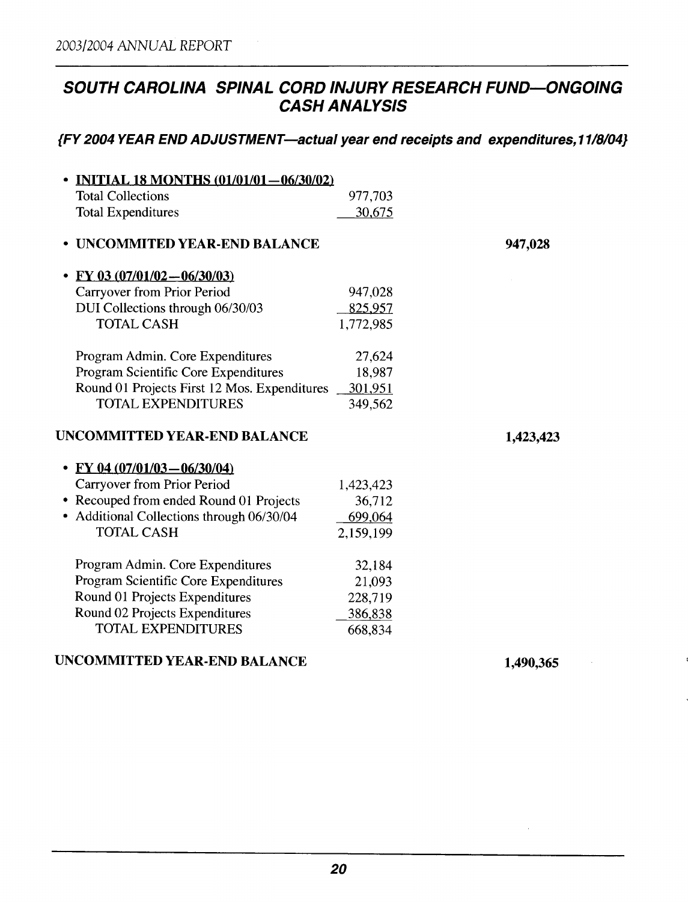## SOUTH CAROLINA SPINAL CORD INJURY RESEARCH FUND—ONGOING CASH ANALYSIS

***{FY 2004 YEAR END ADJUSTMENT—actual year end receipts and expenditures, 11/8/04}***

| | | |
|---|---|---|
| • **INITIAL 18 MONTHS (01/01/01—06/30/02)** | | |
| Total Collections | 977,703 | |
| Total Expenditures | 30,675 | |
| • **UNCOMMITED YEAR-END BALANCE** | | **947,028** |
| • **FY 03 (07/01/02—06/30/03)** | | |
| Carryover from Prior Period | 947,028 | |
| DUI Collections through 06/30/03 | 825,957 | |
| TOTAL CASH | 1,772,985 | |
| Program Admin. Core Expenditures | 27,624 | |
| Program Scientific Core Expenditures | 18,987 | |
| Round 01 Projects First 12 Mos. Expenditures | 301,951 | |
| TOTAL EXPENDITURES | 349,562 | |
| **UNCOMMITTED YEAR-END BALANCE** | | **1,423,423** |
| • **FY 04 (07/01/03—06/30/04)** | | |
| Carryover from Prior Period | 1,423,423 | |
| • Recouped from ended Round 01 Projects | 36,712 | |
| • Additional Collections through 06/30/04 | 699,064 | |
| TOTAL CASH | 2,159,199 | |
| Program Admin. Core Expenditures | 32,184 | |
| Program Scientific Core Expenditures | 21,093 | |
| Round 01 Projects Expenditures | 228,719 | |
| Round 02 Projects Expenditures | 386,838 | |
| TOTAL EXPENDITURES | 668,834 | |
| **UNCOMMITTED YEAR-END BALANCE** | | **1,490,365** |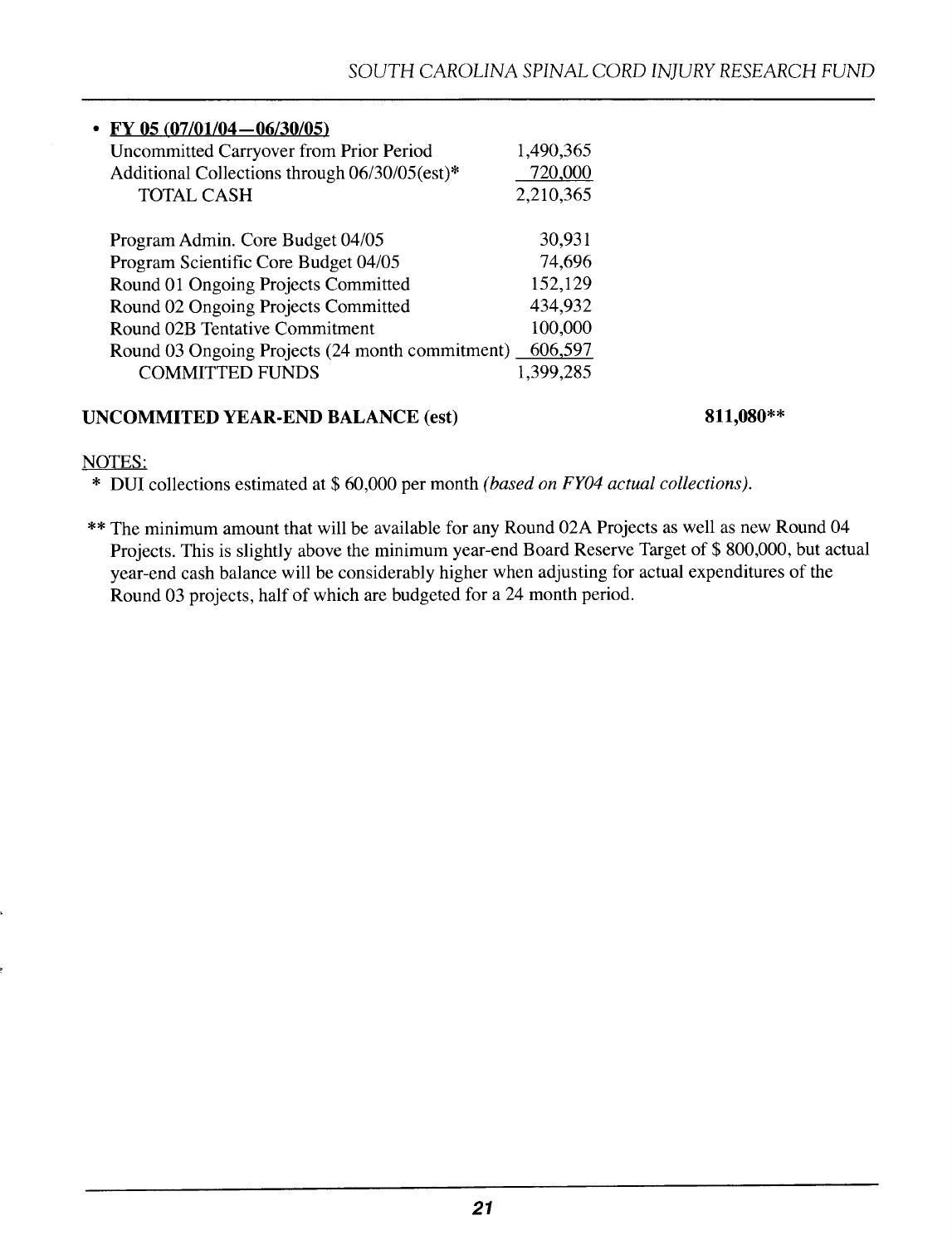- **FY 05 (07/01/04—06/30/05)**

| | |
|---|---:|
| Uncommitted Carryover from Prior Period | 1,490,365 |
| Additional Collections through 06/30/05(est)* | 720,000 |
| TOTAL CASH | 2,210,365 |
| | |
| Program Admin. Core Budget 04/05 | 30,931 |
| Program Scientific Core Budget 04/05 | 74,696 |
| Round 01 Ongoing Projects Committed | 152,129 |
| Round 02 Ongoing Projects Committed | 434,932 |
| Round 02B Tentative Commitment | 100,000 |
| Round 03 Ongoing Projects (24 month commitment) | 606,597 |
| COMMITTED FUNDS | 1,399,285 |

**UNCOMMITED YEAR-END BALANCE (est)** **811,080****

NOTES:

* DUI collections estimated at $ 60,000 per month *(based on FY04 actual collections).*

** The minimum amount that will be available for any Round 02A Projects as well as new Round 04 Projects. This is slightly above the minimum year-end Board Reserve Target of $ 800,000, but actual year-end cash balance will be considerably higher when adjusting for actual expenditures of the Round 03 projects, half of which are budgeted for a 24 month period.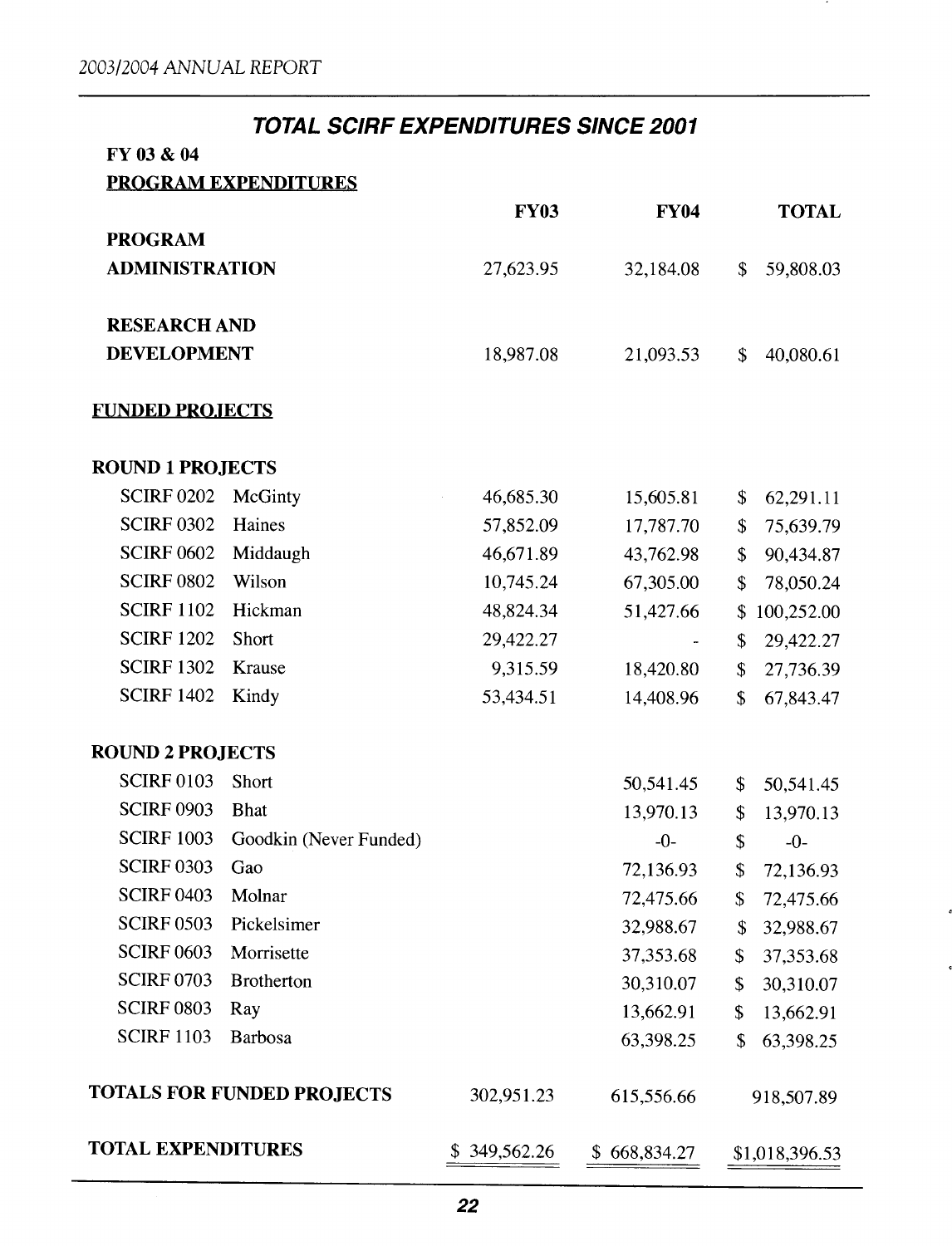## TOTAL SCIRF EXPENDITURES SINCE 2001

**FY 03 & 04**

**PROGRAM EXPENDITURES**

| | | FY03 | FY04 | TOTAL |
|---|---|---|---|---|
| **PROGRAM ADMINISTRATION** | | 27,623.95 | 32,184.08 | $ 59,808.03 |
| **RESEARCH AND DEVELOPMENT** | | 18,987.08 | 21,093.53 | $ 40,080.61 |
| **FUNDED PROJECTS** | | | | |
| **ROUND 1 PROJECTS** | | | | |
| SCIRF 0202 | McGinty | 46,685.30 | 15,605.81 | $ 62,291.11 |
| SCIRF 0302 | Haines | 57,852.09 | 17,787.70 | $ 75,639.79 |
| SCIRF 0602 | Middaugh | 46,671.89 | 43,762.98 | $ 90,434.87 |
| SCIRF 0802 | Wilson | 10,745.24 | 67,305.00 | $ 78,050.24 |
| SCIRF 1102 | Hickman | 48,824.34 | 51,427.66 | $ 100,252.00 |
| SCIRF 1202 | Short | 29,422.27 | - | $ 29,422.27 |
| SCIRF 1302 | Krause | 9,315.59 | 18,420.80 | $ 27,736.39 |
| SCIRF 1402 | Kindy | 53,434.51 | 14,408.96 | $ 67,843.47 |
| **ROUND 2 PROJECTS** | | | | |
| SCIRF 0103 | Short | | 50,541.45 | $ 50,541.45 |
| SCIRF 0903 | Bhat | | 13,970.13 | $ 13,970.13 |
| SCIRF 1003 | Goodkin (Never Funded) | | -0- | $ -0- |
| SCIRF 0303 | Gao | | 72,136.93 | $ 72,136.93 |
| SCIRF 0403 | Molnar | | 72,475.66 | $ 72,475.66 |
| SCIRF 0503 | Pickelsimer | | 32,988.67 | $ 32,988.67 |
| SCIRF 0603 | Morrisette | | 37,353.68 | $ 37,353.68 |
| SCIRF 0703 | Brotherton | | 30,310.07 | $ 30,310.07 |
| SCIRF 0803 | Ray | | 13,662.91 | $ 13,662.91 |
| SCIRF 1103 | Barbosa | | 63,398.25 | $ 63,398.25 |
| **TOTALS FOR FUNDED PROJECTS** | | 302,951.23 | 615,556.66 | 918,507.89 |
| **TOTAL EXPENDITURES** | | $ 349,562.26 | $ 668,834.27 | $1,018,396.53 |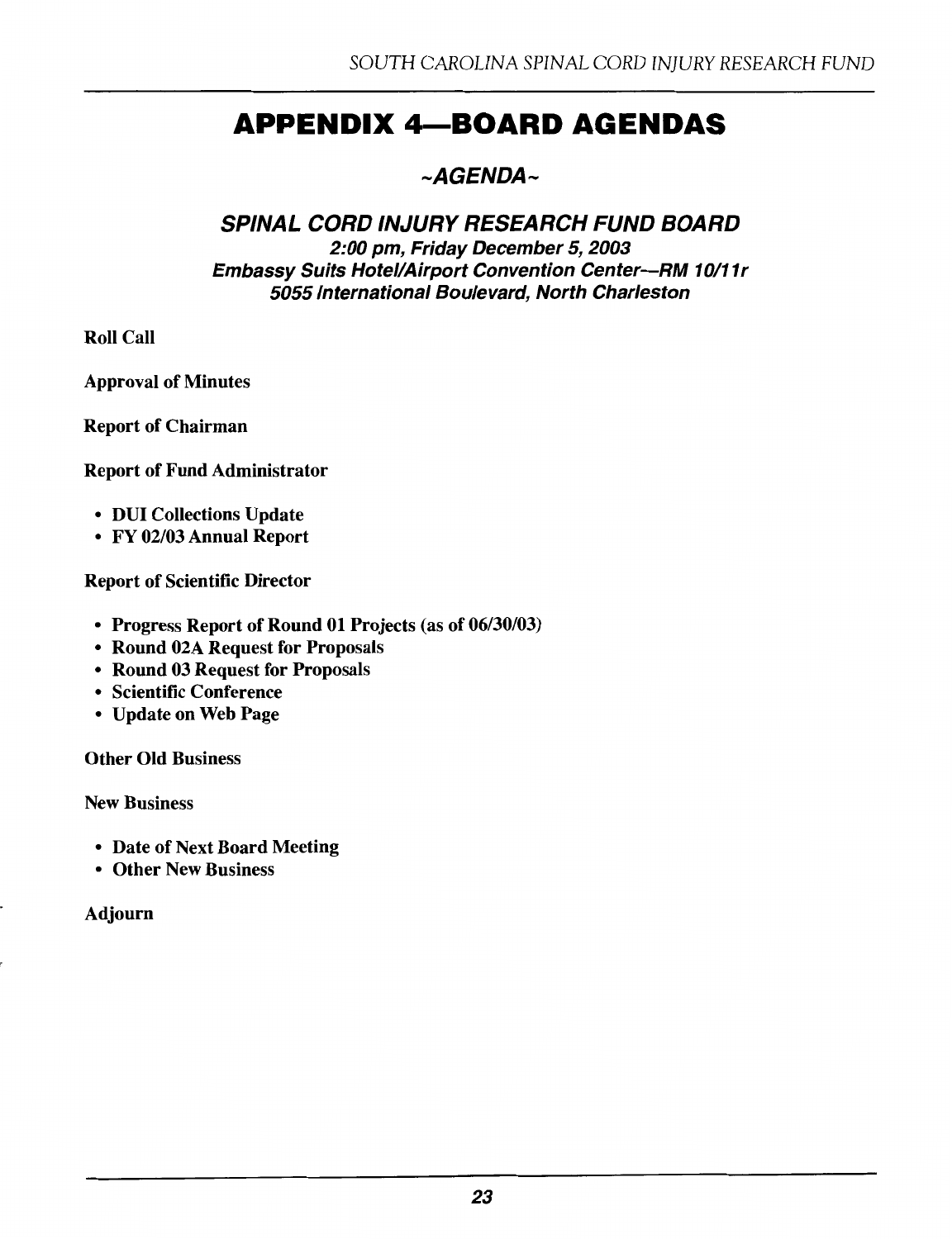# APPENDIX 4—BOARD AGENDAS

## *~AGENDA~*

### *SPINAL CORD INJURY RESEARCH FUND BOARD*

***2:00 pm, Friday December 5, 2003***
***Embassy Suits Hotel/Airport Convention Center—RM 10/11r***
***5055 International Boulevard, North Charleston***

**Roll Call**

**Approval of Minutes**

**Report of Chairman**

**Report of Fund Administrator**

- **DUI Collections Update**
- **FY 02/03 Annual Report**

**Report of Scientific Director**

- **Progress Report of Round 01 Projects (as of 06/30/03)**
- **Round 02A Request for Proposals**
- **Round 03 Request for Proposals**
- **Scientific Conference**
- **Update on Web Page**

**Other Old Business**

**New Business**

- **Date of Next Board Meeting**
- **Other New Business**

**Adjourn**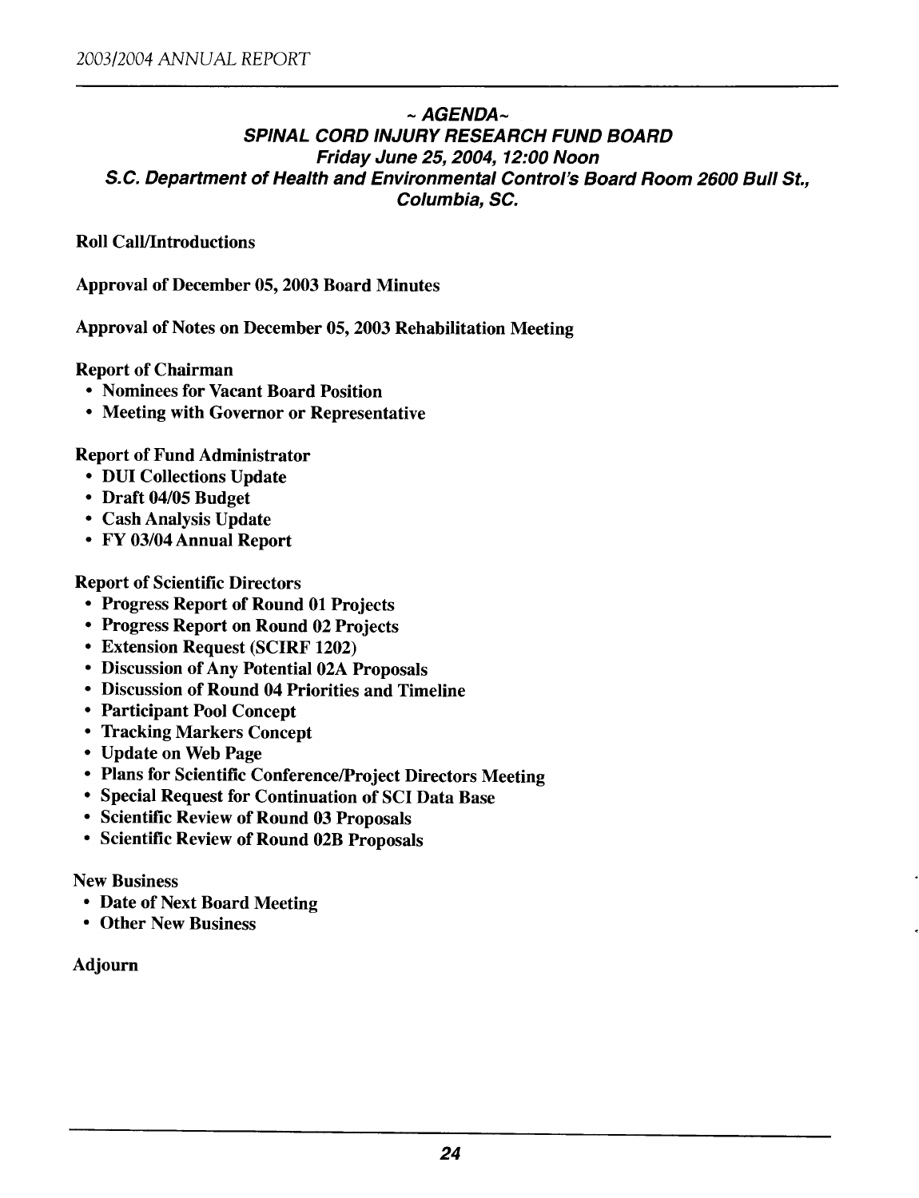## *~ AGENDA~*

## *SPINAL CORD INJURY RESEARCH FUND BOARD*

### *Friday June 25, 2004, 12:00 Noon*

### *S.C. Department of Health and Environmental Control's Board Room 2600 Bull St., Columbia, SC.*

**Roll Call/Introductions**

**Approval of December 05, 2003 Board Minutes**

**Approval of Notes on December 05, 2003 Rehabilitation Meeting**

**Report of Chairman**

- **Nominees for Vacant Board Position**
- **Meeting with Governor or Representative**

**Report of Fund Administrator**

- **DUI Collections Update**
- **Draft 04/05 Budget**
- **Cash Analysis Update**
- **FY 03/04 Annual Report**

**Report of Scientific Directors**

- **Progress Report of Round 01 Projects**
- **Progress Report on Round 02 Projects**
- **Extension Request (SCIRF 1202)**
- **Discussion of Any Potential 02A Proposals**
- **Discussion of Round 04 Priorities and Timeline**
- **Participant Pool Concept**
- **Tracking Markers Concept**
- **Update on Web Page**
- **Plans for Scientific Conference/Project Directors Meeting**
- **Special Request for Continuation of SCI Data Base**
- **Scientific Review of Round 03 Proposals**
- **Scientific Review of Round 02B Proposals**

**New Business**

- **Date of Next Board Meeting**
- **Other New Business**

**Adjourn**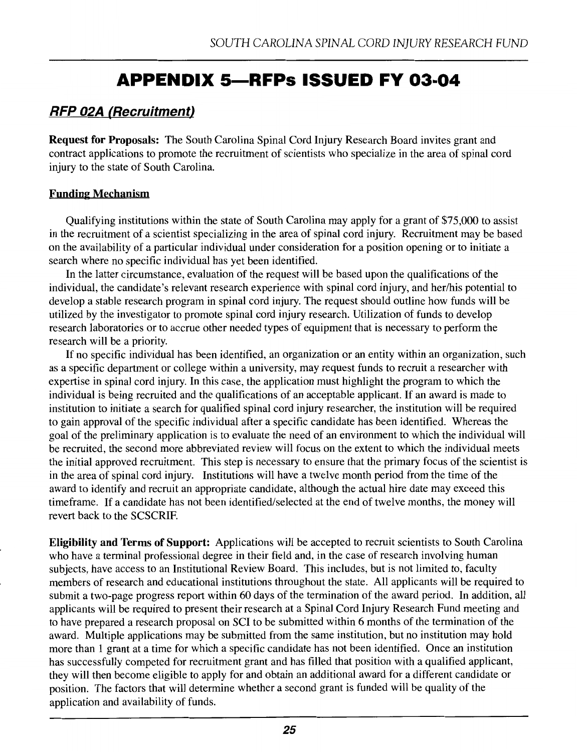# APPENDIX 5—RFPs ISSUED FY 03-04

## *RFP 02A (Recruitment)*

**Request for Proposals:** The South Carolina Spinal Cord Injury Research Board invites grant and contract applications to promote the recruitment of scientists who specialize in the area of spinal cord injury to the state of South Carolina.

### Funding Mechanism

Qualifying institutions within the state of South Carolina may apply for a grant of $75,000 to assist in the recruitment of a scientist specializing in the area of spinal cord injury. Recruitment may be based on the availability of a particular individual under consideration for a position opening or to initiate a search where no specific individual has yet been identified.

In the latter circumstance, evaluation of the request will be based upon the qualifications of the individual, the candidate's relevant research experience with spinal cord injury, and her/his potential to develop a stable research program in spinal cord injury. The request should outline how funds will be utilized by the investigator to promote spinal cord injury research. Utilization of funds to develop research laboratories or to accrue other needed types of equipment that is necessary to perform the research will be a priority.

If no specific individual has been identified, an organization or an entity within an organization, such as a specific department or college within a university, may request funds to recruit a researcher with expertise in spinal cord injury. In this case, the application must highlight the program to which the individual is being recruited and the qualifications of an acceptable applicant. If an award is made to institution to initiate a search for qualified spinal cord injury researcher, the institution will be required to gain approval of the specific individual after a specific candidate has been identified. Whereas the goal of the preliminary application is to evaluate the need of an environment to which the individual will be recruited, the second more abbreviated review will focus on the extent to which the individual meets the initial approved recruitment. This step is necessary to ensure that the primary focus of the scientist is in the area of spinal cord injury. Institutions will have a twelve month period from the time of the award to identify and recruit an appropriate candidate, although the actual hire date may exceed this timeframe. If a candidate has not been identified/selected at the end of twelve months, the money will revert back to the SCSCRIF.

**Eligibility and Terms of Support:** Applications will be accepted to recruit scientists to South Carolina who have a terminal professional degree in their field and, in the case of research involving human subjects, have access to an Institutional Review Board. This includes, but is not limited to, faculty members of research and educational institutions throughout the state. All applicants will be required to submit a two-page progress report within 60 days of the termination of the award period. In addition, all applicants will be required to present their research at a Spinal Cord Injury Research Fund meeting and to have prepared a research proposal on SCI to be submitted within 6 months of the termination of the award. Multiple applications may be submitted from the same institution, but no institution may hold more than 1 grant at a time for which a specific candidate has not been identified. Once an institution has successfully competed for recruitment grant and has filled that position with a qualified applicant, they will then become eligible to apply for and obtain an additional award for a different candidate or position. The factors that will determine whether a second grant is funded will be quality of the application and availability of funds.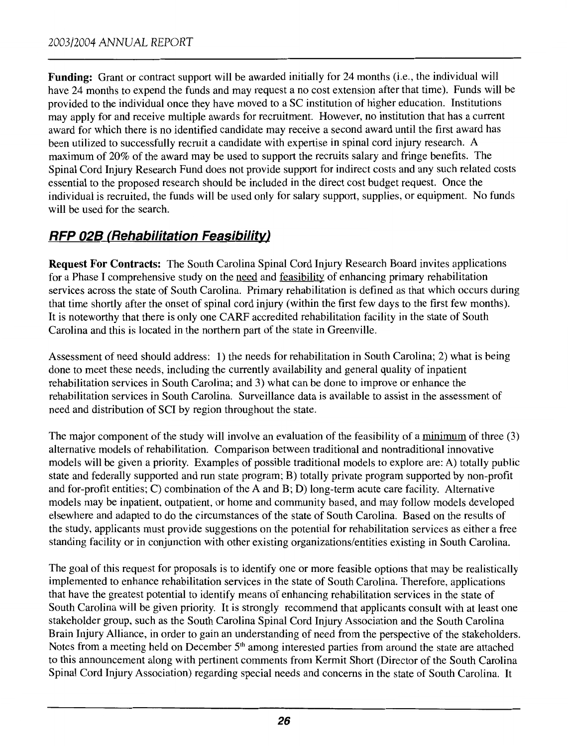**Funding:** Grant or contract support will be awarded initially for 24 months (i.e., the individual will have 24 months to expend the funds and may request a no cost extension after that time). Funds will be provided to the individual once they have moved to a SC institution of higher education. Institutions may apply for and receive multiple awards for recruitment. However, no institution that has a current award for which there is no identified candidate may receive a second award until the first award has been utilized to successfully recruit a candidate with expertise in spinal cord injury research. A maximum of 20% of the award may be used to support the recruits salary and fringe benefits. The Spinal Cord Injury Research Fund does not provide support for indirect costs and any such related costs essential to the proposed research should be included in the direct cost budget request. Once the individual is recruited, the funds will be used only for salary support, supplies, or equipment. No funds will be used for the search.

## RFP 02B (Rehabilitation Feasibility)

**Request For Contracts:** The South Carolina Spinal Cord Injury Research Board invites applications for a Phase I comprehensive study on the need and feasibility of enhancing primary rehabilitation services across the state of South Carolina. Primary rehabilitation is defined as that which occurs during that time shortly after the onset of spinal cord injury (within the first few days to the first few months). It is noteworthy that there is only one CARF accredited rehabilitation facility in the state of South Carolina and this is located in the northern part of the state in Greenville.

Assessment of need should address: 1) the needs for rehabilitation in South Carolina; 2) what is being done to meet these needs, including the currently availability and general quality of inpatient rehabilitation services in South Carolina; and 3) what can be done to improve or enhance the rehabilitation services in South Carolina. Surveillance data is available to assist in the assessment of need and distribution of SCI by region throughout the state.

The major component of the study will involve an evaluation of the feasibility of a minimum of three (3) alternative models of rehabilitation. Comparison between traditional and nontraditional innovative models will be given a priority. Examples of possible traditional models to explore are: A) totally public state and federally supported and run state program; B) totally private program supported by non-profit and for-profit entities; C) combination of the A and B; D) long-term acute care facility. Alternative models may be inpatient, outpatient, or home and community based, and may follow models developed elsewhere and adapted to do the circumstances of the state of South Carolina. Based on the results of the study, applicants must provide suggestions on the potential for rehabilitation services as either a free standing facility or in conjunction with other existing organizations/entities existing in South Carolina.

The goal of this request for proposals is to identify one or more feasible options that may be realistically implemented to enhance rehabilitation services in the state of South Carolina. Therefore, applications that have the greatest potential to identify means of enhancing rehabilitation services in the state of South Carolina will be given priority. It is strongly recommend that applicants consult with at least one stakeholder group, such as the South Carolina Spinal Cord Injury Association and the South Carolina Brain Injury Alliance, in order to gain an understanding of need from the perspective of the stakeholders. Notes from a meeting held on December 5th among interested parties from around the state are attached to this announcement along with pertinent comments from Kermit Short (Director of the South Carolina Spinal Cord Injury Association) regarding special needs and concerns in the state of South Carolina. It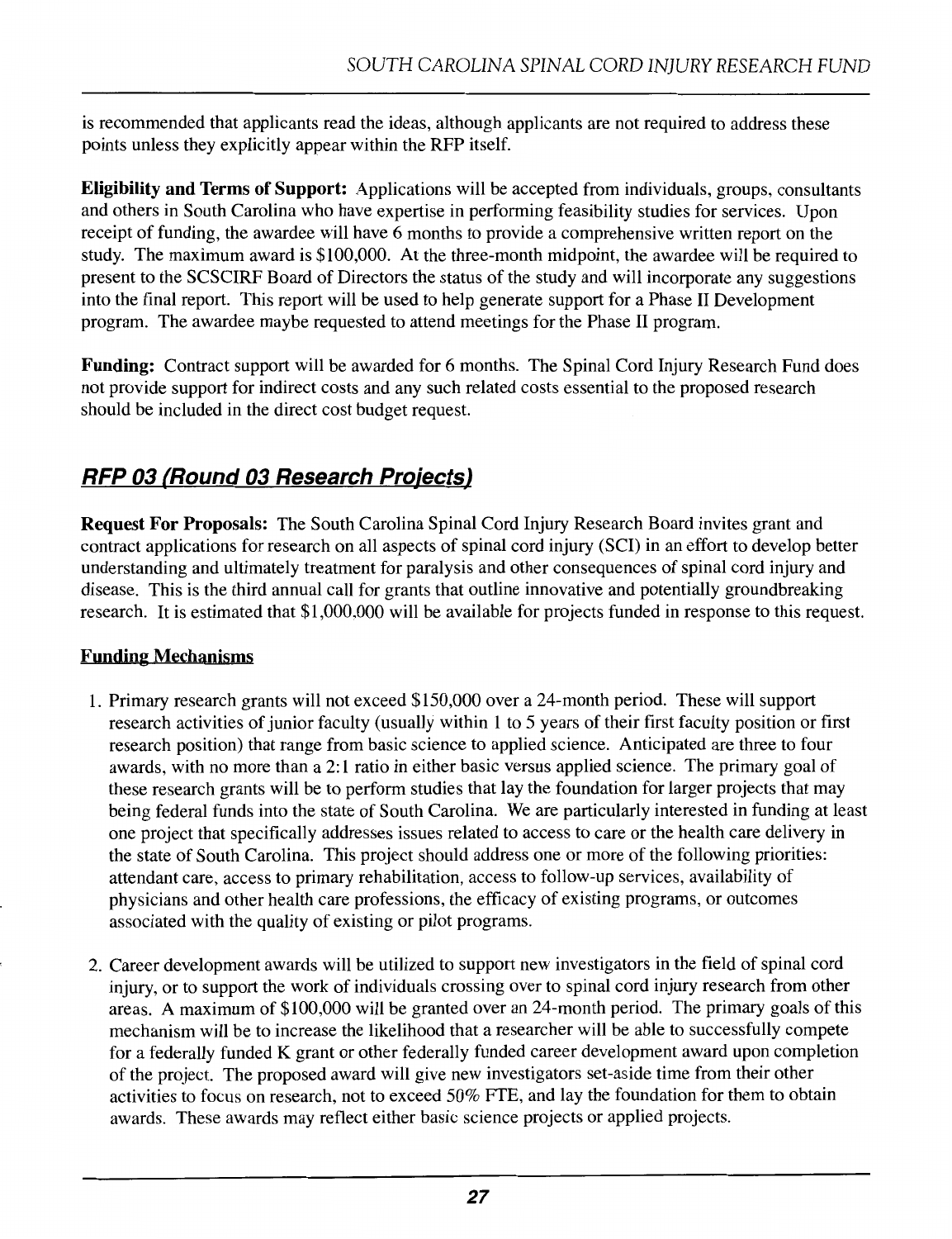is recommended that applicants read the ideas, although applicants are not required to address these points unless they explicitly appear within the RFP itself.

**Eligibility and Terms of Support:** Applications will be accepted from individuals, groups, consultants and others in South Carolina who have expertise in performing feasibility studies for services. Upon receipt of funding, the awardee will have 6 months to provide a comprehensive written report on the study. The maximum award is $100,000. At the three-month midpoint, the awardee will be required to present to the SCSCIRF Board of Directors the status of the study and will incorporate any suggestions into the final report. This report will be used to help generate support for a Phase II Development program. The awardee maybe requested to attend meetings for the Phase II program.

**Funding:** Contract support will be awarded for 6 months. The Spinal Cord Injury Research Fund does not provide support for indirect costs and any such related costs essential to the proposed research should be included in the direct cost budget request.

## RFP 03 (Round 03 Research Projects)

**Request For Proposals:** The South Carolina Spinal Cord Injury Research Board invites grant and contract applications for research on all aspects of spinal cord injury (SCI) in an effort to develop better understanding and ultimately treatment for paralysis and other consequences of spinal cord injury and disease. This is the third annual call for grants that outline innovative and potentially groundbreaking research. It is estimated that $1,000,000 will be available for projects funded in response to this request.

### Funding Mechanisms

1. Primary research grants will not exceed $150,000 over a 24-month period. These will support research activities of junior faculty (usually within 1 to 5 years of their first faculty position or first research position) that range from basic science to applied science. Anticipated are three to four awards, with no more than a 2:1 ratio in either basic versus applied science. The primary goal of these research grants will be to perform studies that lay the foundation for larger projects that may being federal funds into the state of South Carolina. We are particularly interested in funding at least one project that specifically addresses issues related to access to care or the health care delivery in the state of South Carolina. This project should address one or more of the following priorities: attendant care, access to primary rehabilitation, access to follow-up services, availability of physicians and other health care professions, the efficacy of existing programs, or outcomes associated with the quality of existing or pilot programs.

2. Career development awards will be utilized to support new investigators in the field of spinal cord injury, or to support the work of individuals crossing over to spinal cord injury research from other areas. A maximum of $100,000 will be granted over an 24-month period. The primary goals of this mechanism will be to increase the likelihood that a researcher will be able to successfully compete for a federally funded K grant or other federally funded career development award upon completion of the project. The proposed award will give new investigators set-aside time from their other activities to focus on research, not to exceed 50% FTE, and lay the foundation for them to obtain awards. These awards may reflect either basic science projects or applied projects.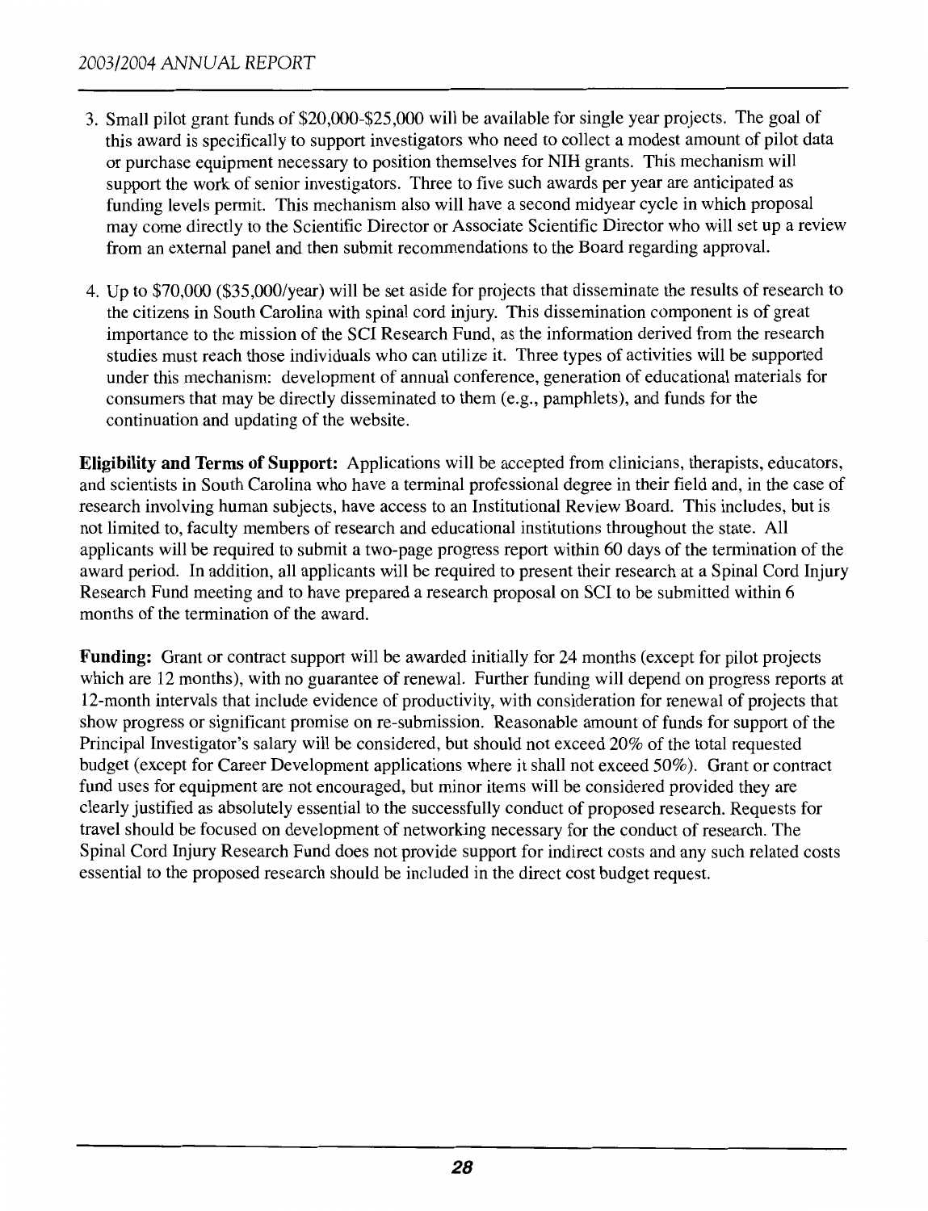3. Small pilot grant funds of $20,000-$25,000 will be available for single year projects. The goal of this award is specifically to support investigators who need to collect a modest amount of pilot data or purchase equipment necessary to position themselves for NIH grants. This mechanism will support the work of senior investigators. Three to five such awards per year are anticipated as funding levels permit. This mechanism also will have a second midyear cycle in which proposal may come directly to the Scientific Director or Associate Scientific Director who will set up a review from an external panel and then submit recommendations to the Board regarding approval.

4. Up to $70,000 ($35,000/year) will be set aside for projects that disseminate the results of research to the citizens in South Carolina with spinal cord injury. This dissemination component is of great importance to the mission of the SCI Research Fund, as the information derived from the research studies must reach those individuals who can utilize it. Three types of activities will be supported under this mechanism: development of annual conference, generation of educational materials for consumers that may be directly disseminated to them (e.g., pamphlets), and funds for the continuation and updating of the website.

**Eligibility and Terms of Support:** Applications will be accepted from clinicians, therapists, educators, and scientists in South Carolina who have a terminal professional degree in their field and, in the case of research involving human subjects, have access to an Institutional Review Board. This includes, but is not limited to, faculty members of research and educational institutions throughout the state. All applicants will be required to submit a two-page progress report within 60 days of the termination of the award period. In addition, all applicants will be required to present their research at a Spinal Cord Injury Research Fund meeting and to have prepared a research proposal on SCI to be submitted within 6 months of the termination of the award.

**Funding:** Grant or contract support will be awarded initially for 24 months (except for pilot projects which are 12 months), with no guarantee of renewal. Further funding will depend on progress reports at 12-month intervals that include evidence of productivity, with consideration for renewal of projects that show progress or significant promise on re-submission. Reasonable amount of funds for support of the Principal Investigator's salary will be considered, but should not exceed 20% of the total requested budget (except for Career Development applications where it shall not exceed 50%). Grant or contract fund uses for equipment are not encouraged, but minor items will be considered provided they are clearly justified as absolutely essential to the successfully conduct of proposed research. Requests for travel should be focused on development of networking necessary for the conduct of research. The Spinal Cord Injury Research Fund does not provide support for indirect costs and any such related costs essential to the proposed research should be included in the direct cost budget request.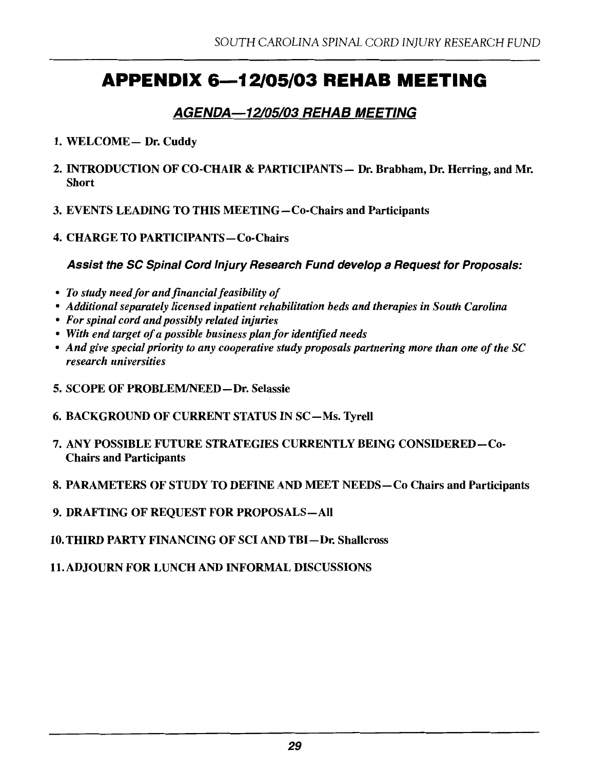# APPENDIX 6—12/05/03 REHAB MEETING

## *AGENDA—12/05/03 REHAB MEETING*

1. **WELCOME— Dr. Cuddy**

2. **INTRODUCTION OF CO-CHAIR & PARTICIPANTS— Dr. Brabham, Dr. Herring, and Mr. Short**

3. **EVENTS LEADING TO THIS MEETING—Co-Chairs and Participants**

4. **CHARGE TO PARTICIPANTS—Co-Chairs**

   ***Assist the SC Spinal Cord Injury Research Fund develop a Request for Proposals:***

- *To study need for and financial feasibility of*
- *Additional separately licensed inpatient rehabilitation beds and therapies in South Carolina*
- *For spinal cord and possibly related injuries*
- *With end target of a possible business plan for identified needs*
- *And give special priority to any cooperative study proposals partnering more than one of the SC research universities*

5. **SCOPE OF PROBLEM/NEED—Dr. Selassie**

6. **BACKGROUND OF CURRENT STATUS IN SC—Ms. Tyrell**

7. **ANY POSSIBLE FUTURE STRATEGIES CURRENTLY BEING CONSIDERED—Co-Chairs and Participants**

8. **PARAMETERS OF STUDY TO DEFINE AND MEET NEEDS—Co Chairs and Participants**

9. **DRAFTING OF REQUEST FOR PROPOSALS—All**

10. **THIRD PARTY FINANCING OF SCI AND TBI—Dr. Shallcross**

11. **ADJOURN FOR LUNCH AND INFORMAL DISCUSSIONS**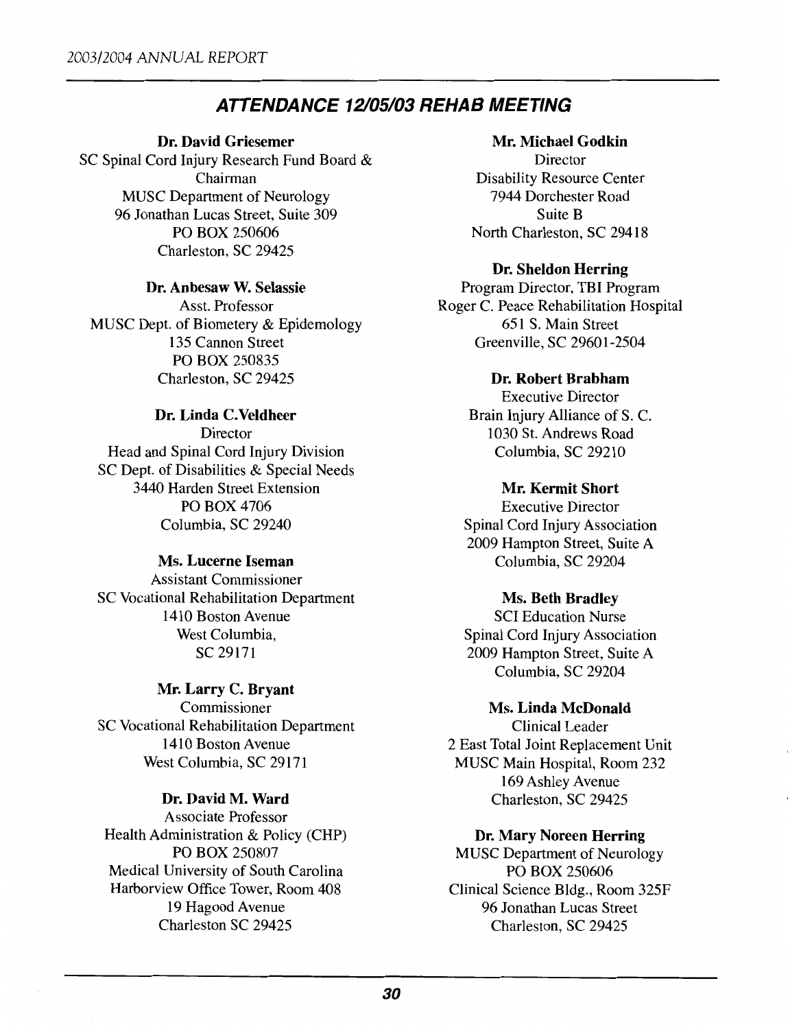## ATTENDANCE 12/05/03 REHAB MEETING

**Dr. David Griesemer**
SC Spinal Cord Injury Research Fund Board & Chairman
MUSC Department of Neurology
96 Jonathan Lucas Street, Suite 309
PO BOX 250606
Charleston, SC 29425

**Dr. Anbesaw W. Selassie**
Asst. Professor
MUSC Dept. of Biometery & Epidemology
135 Cannon Street
PO BOX 250835
Charleston, SC 29425

**Dr. Linda C.Veldheer**
Director
Head and Spinal Cord Injury Division
SC Dept. of Disabilities & Special Needs
3440 Harden Street Extension
PO BOX 4706
Columbia, SC 29240

**Ms. Lucerne Iseman**
Assistant Commissioner
SC Vocational Rehabilitation Department
1410 Boston Avenue
West Columbia,
SC 29171

**Mr. Larry C. Bryant**
Commissioner
SC Vocational Rehabilitation Department
1410 Boston Avenue
West Columbia, SC 29171

**Dr. David M. Ward**
Associate Professor
Health Administration & Policy (CHP)
PO BOX 250807
Medical University of South Carolina
Harborview Office Tower, Room 408
19 Hagood Avenue
Charleston SC 29425

**Mr. Michael Godkin**
Director
Disability Resource Center
7944 Dorchester Road
Suite B
North Charleston, SC 29418

**Dr. Sheldon Herring**
Program Director, TBI Program
Roger C. Peace Rehabilitation Hospital
651 S. Main Street
Greenville, SC 29601-2504

**Dr. Robert Brabham**
Executive Director
Brain Injury Alliance of S. C.
1030 St. Andrews Road
Columbia, SC 29210

**Mr. Kermit Short**
Executive Director
Spinal Cord Injury Association
2009 Hampton Street, Suite A
Columbia, SC 29204

**Ms. Beth Bradley**
SCI Education Nurse
Spinal Cord Injury Association
2009 Hampton Street, Suite A
Columbia, SC 29204

**Ms. Linda McDonald**
Clinical Leader
2 East Total Joint Replacement Unit
MUSC Main Hospital, Room 232
169 Ashley Avenue
Charleston, SC 29425

**Dr. Mary Noreen Herring**
MUSC Department of Neurology
PO BOX 250606
Clinical Science Bldg., Room 325F
96 Jonathan Lucas Street
Charleston, SC 29425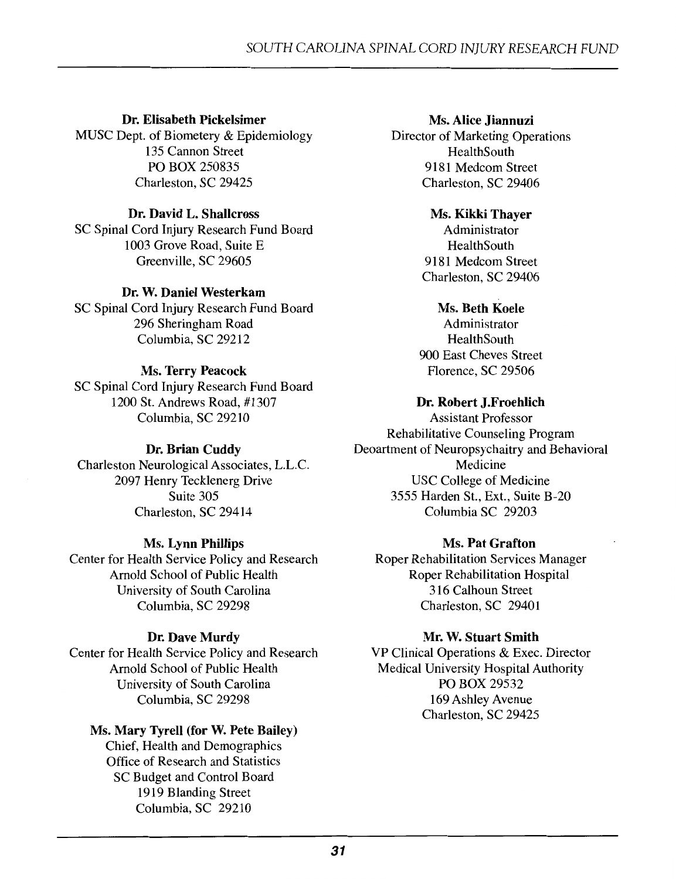**Dr. Elisabeth Pickelsimer**
MUSC Dept. of Biometery & Epidemiology
135 Cannon Street
PO BOX 250835
Charleston, SC 29425

**Dr. David L. Shallcross**
SC Spinal Cord Injury Research Fund Board
1003 Grove Road, Suite E
Greenville, SC 29605

**Dr. W. Daniel Westerkam**
SC Spinal Cord Injury Research Fund Board
296 Sheringham Road
Columbia, SC 29212

**Ms. Terry Peacock**
SC Spinal Cord Injury Research Fund Board
1200 St. Andrews Road, #1307
Columbia, SC 29210

**Dr. Brian Cuddy**
Charleston Neurological Associates, L.L.C.
2097 Henry Tecklenerg Drive
Suite 305
Charleston, SC 29414

**Ms. Lynn Phillips**
Center for Health Service Policy and Research
Arnold School of Public Health
University of South Carolina
Columbia, SC 29298

**Dr. Dave Murdy**
Center for Health Service Policy and Research
Arnold School of Public Health
University of South Carolina
Columbia, SC 29298

**Ms. Mary Tyrell (for W. Pete Bailey)**
Chief, Health and Demographics
Office of Research and Statistics
SC Budget and Control Board
1919 Blanding Street
Columbia, SC 29210

**Ms. Alice Jiannuzi**
Director of Marketing Operations
HealthSouth
9181 Medcom Street
Charleston, SC 29406

**Ms. Kikki Thayer**
Administrator
HealthSouth
9181 Medcom Street
Charleston, SC 29406

**Ms. Beth Koele**
Administrator
HealthSouth
900 East Cheves Street
Florence, SC 29506

**Dr. Robert J.Froehlich**
Assistant Professor
Rehabilitative Counseling Program
Deoartment of Neuropsychaitry and Behavioral Medicine
USC College of Medicine
3555 Harden St., Ext., Suite B-20
Columbia SC 29203

**Ms. Pat Grafton**
Roper Rehabilitation Services Manager
Roper Rehabilitation Hospital
316 Calhoun Street
Charleston, SC 29401

**Mr. W. Stuart Smith**
VP Clinical Operations & Exec. Director
Medical University Hospital Authority
PO BOX 29532
169 Ashley Avenue
Charleston, SC 29425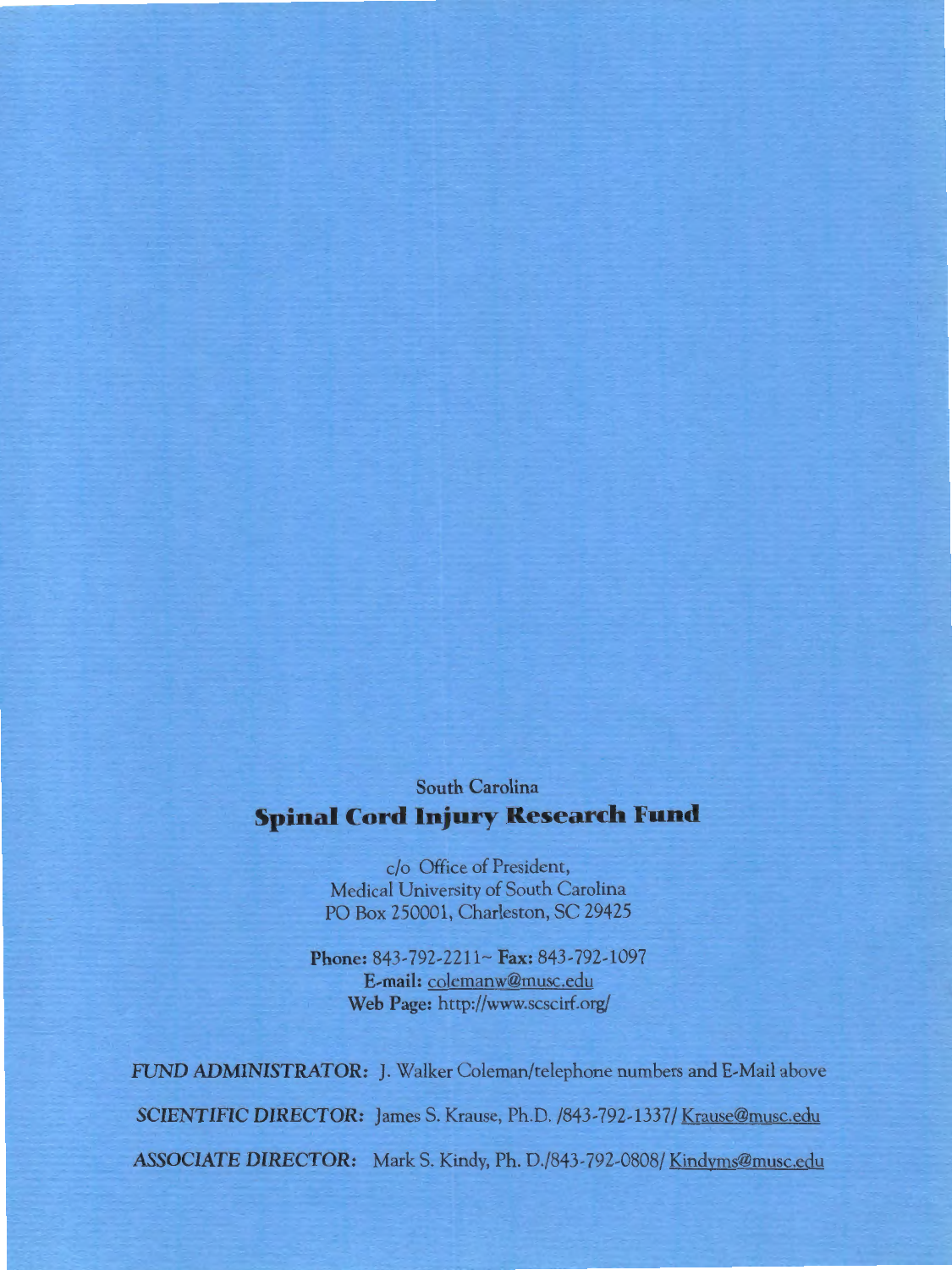South Carolina

# Spinal Cord Injury Research Fund

c/o Office of President,
Medical University of South Carolina
PO Box 250001, Charleston, SC 29425

**Phone:** 843-792-2211~ **Fax:** 843-792-1097
**E-mail:** colemanw@musc.edu
**Web Page:** http://www.scscirf.org/

***FUND ADMINISTRATOR:*** J. Walker Coleman/telephone numbers and E-Mail above

***SCIENTIFIC DIRECTOR:*** James S. Krause, Ph.D. /843-792-1337/ Krause@musc.edu

***ASSOCIATE DIRECTOR:*** Mark S. Kindy, Ph. D./843-792-0808/ Kindyms@musc.edu